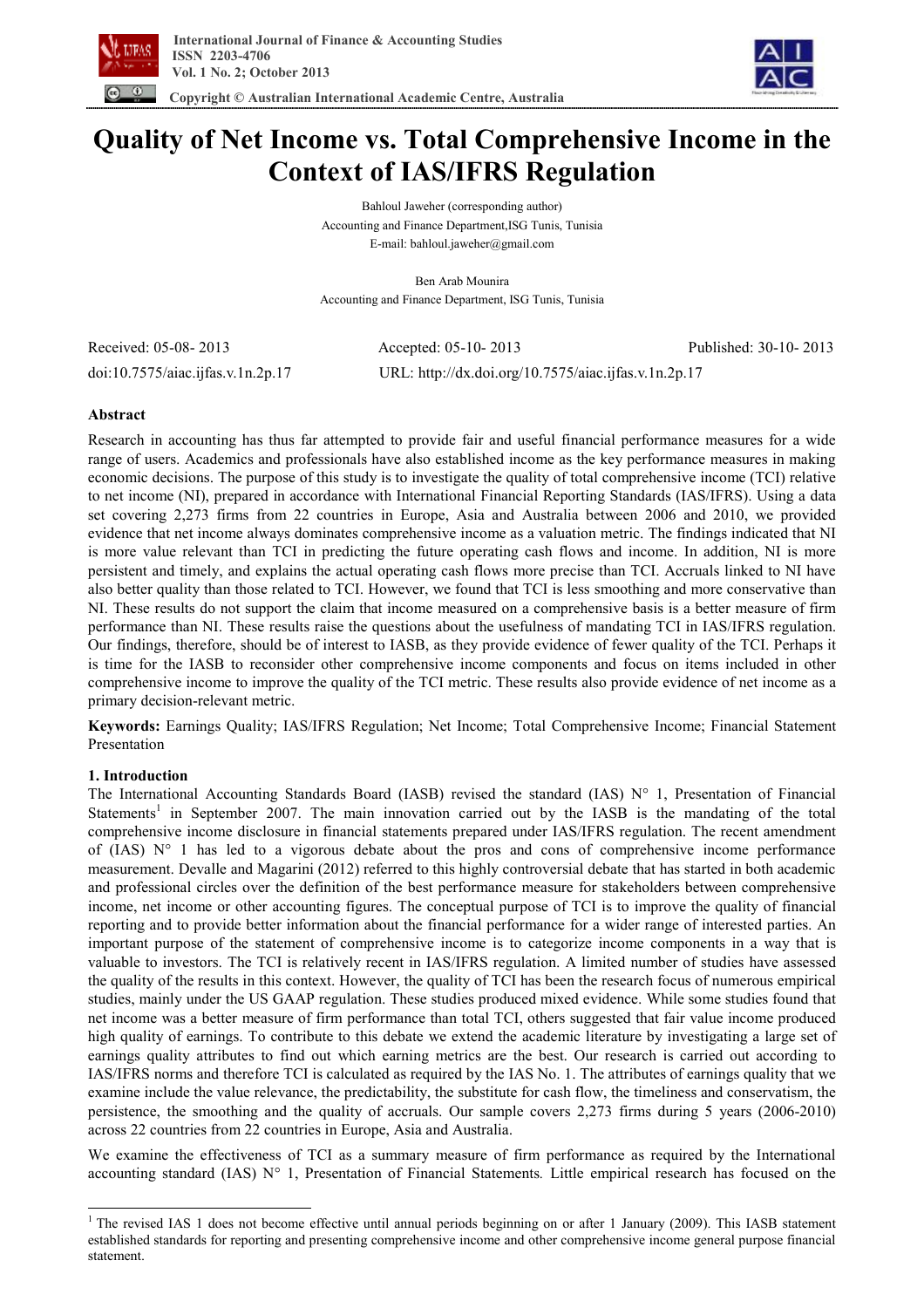# Quality of Net Income vs. Total Comprehensive Income in the Context of IAS/IFRS Regulation

Bahloul Jaweher (corresponding author)
Accounting and Finance Department,ISG Tunis, Tunisia
E-mail: bahloul.jaweher@gmail.com

Ben Arab Mounira
Accounting and Finance Department, ISG Tunis, Tunisia

Received: 05-08- 2013 Accepted: 05-10- 2013 Published: 30-10- 2013
doi:10.7575/aiac.ijfas.v.1n.2p.17 URL: http://dx.doi.org/10.7575/aiac.ijfas.v.1n.2p.17

**Abstract**

Research in accounting has thus far attempted to provide fair and useful financial performance measures for a wide range of users. Academics and professionals have also established income as the key performance measures in making economic decisions. The purpose of this study is to investigate the quality of total comprehensive income (TCI) relative to net income (NI), prepared in accordance with International Financial Reporting Standards (IAS/IFRS). Using a data set covering 2,273 firms from 22 countries in Europe, Asia and Australia between 2006 and 2010, we provided evidence that net income always dominates comprehensive income as a valuation metric. The findings indicated that NI is more value relevant than TCI in predicting the future operating cash flows and income. In addition, NI is more persistent and timely, and explains the actual operating cash flows more precise than TCI. Accruals linked to NI have also better quality than those related to TCI. However, we found that TCI is less smoothing and more conservative than NI. These results do not support the claim that income measured on a comprehensive basis is a better measure of firm performance than NI. These results raise the questions about the usefulness of mandating TCI in IAS/IFRS regulation. Our findings, therefore, should be of interest to IASB, as they provide evidence of fewer quality of the TCI. Perhaps it is time for the IASB to reconsider other comprehensive income components and focus on items included in other comprehensive income to improve the quality of the TCI metric. These results also provide evidence of net income as a primary decision-relevant metric.

**Keywords:** Earnings Quality; IAS/IFRS Regulation; Net Income; Total Comprehensive Income; Financial Statement Presentation

## 1. Introduction

The International Accounting Standards Board (IASB) revised the standard (IAS) N° 1, Presentation of Financial Statements[1] in September 2007. The main innovation carried out by the IASB is the mandating of the total comprehensive income disclosure in financial statements prepared under IAS/IFRS regulation. The recent amendment of (IAS) N° 1 has led to a vigorous debate about the pros and cons of comprehensive income performance measurement. Devalle and Magarini (2012) referred to this highly controversial debate that has started in both academic and professional circles over the definition of the best performance measure for stakeholders between comprehensive income, net income or other accounting figures. The conceptual purpose of TCI is to improve the quality of financial reporting and to provide better information about the financial performance for a wider range of interested parties. An important purpose of the statement of comprehensive income is to categorize income components in a way that is valuable to investors. The TCI is relatively recent in IAS/IFRS regulation. A limited number of studies have assessed the quality of the results in this context. However, the quality of TCI has been the research focus of numerous empirical studies, mainly under the US GAAP regulation. These studies produced mixed evidence. While some studies found that net income was a better measure of firm performance than total TCI, others suggested that fair value income produced high quality of earnings. To contribute to this debate we extend the academic literature by investigating a large set of earnings quality attributes to find out which earning metrics are the best. Our research is carried out according to IAS/IFRS norms and therefore TCI is calculated as required by the IAS No. 1. The attributes of earnings quality that we examine include the value relevance, the predictability, the substitute for cash flow, the timeliness and conservatism, the persistence, the smoothing and the quality of accruals. Our sample covers 2,273 firms during 5 years (2006-2010) across 22 countries from 22 countries in Europe, Asia and Australia.

We examine the effectiveness of TCI as a summary measure of firm performance as required by the International accounting standard (IAS) N° 1, Presentation of Financial Statements*.* Little empirical research has focused on the

[1] The revised IAS 1 does not become effective until annual periods beginning on or after 1 January (2009). This IASB statement established standards for reporting and presenting comprehensive income and other comprehensive income general purpose financial statement.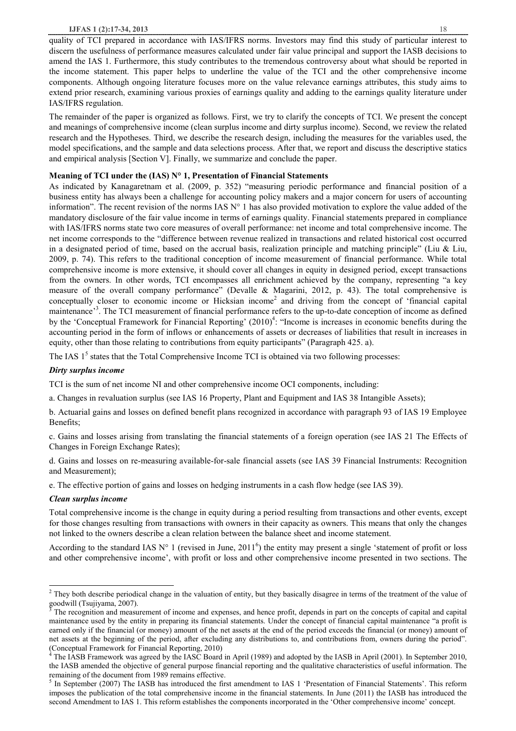quality of TCI prepared in accordance with IAS/IFRS norms. Investors may find this study of particular interest to discern the usefulness of performance measures calculated under fair value principal and support the IASB decisions to amend the IAS 1. Furthermore, this study contributes to the tremendous controversy about what should be reported in the income statement. This paper helps to underline the value of the TCI and the other comprehensive income components. Although ongoing literature focuses more on the value relevance earnings attributes, this study aims to extend prior research, examining various proxies of earnings quality and adding to the earnings quality literature under IAS/IFRS regulation.

The remainder of the paper is organized as follows. First, we try to clarify the concepts of TCI. We present the concept and meanings of comprehensive income (clean surplus income and dirty surplus income). Second, we review the related research and the Hypotheses. Third, we describe the research design, including the measures for the variables used, the model specifications, and the sample and data selections process. After that, we report and discuss the descriptive statics and empirical analysis [Section V]. Finally, we summarize and conclude the paper.

**Meaning of TCI under the (IAS) N° 1, Presentation of Financial Statements**

As indicated by Kanagaretnam et al. (2009, p. 352) "measuring periodic performance and financial position of a business entity has always been a challenge for accounting policy makers and a major concern for users of accounting information". The recent revision of the norms IAS N° 1 has also provided motivation to explore the value added of the mandatory disclosure of the fair value income in terms of earnings quality. Financial statements prepared in compliance with IAS/IFRS norms state two core measures of overall performance: net income and total comprehensive income. The net income corresponds to the "difference between revenue realized in transactions and related historical cost occurred in a designated period of time, based on the accrual basis, realization principle and matching principle" (Liu & Liu, 2009, p. 74). This refers to the traditional conception of income measurement of financial performance. While total comprehensive income is more extensive, it should cover all changes in equity in designed period, except transactions from the owners. In other words, TCI encompasses all enrichment achieved by the company, representing "a key measure of the overall company performance" (Devalle & Magarini, 2012, p. 43). The total comprehensive is conceptually closer to economic income or Hicksian income[2] and driving from the concept of 'financial capital maintenance'[3]. The TCI measurement of financial performance refers to the up-to-date conception of income as defined by the 'Conceptual Framework for Financial Reporting' (2010)[4]: "Income is increases in economic benefits during the accounting period in the form of inflows or enhancements of assets or decreases of liabilities that result in increases in equity, other than those relating to contributions from equity participants" (Paragraph 425. a).

The IAS 1[5] states that the Total Comprehensive Income TCI is obtained via two following processes:

***Dirty surplus income***

TCI is the sum of net income NI and other comprehensive income OCI components, including:

a. Changes in revaluation surplus (see IAS 16 Property, Plant and Equipment and IAS 38 Intangible Assets);

b. Actuarial gains and losses on defined benefit plans recognized in accordance with paragraph 93 of IAS 19 Employee Benefits;

c. Gains and losses arising from translating the financial statements of a foreign operation (see IAS 21 The Effects of Changes in Foreign Exchange Rates);

d. Gains and losses on re-measuring available-for-sale financial assets (see IAS 39 Financial Instruments: Recognition and Measurement);

e. The effective portion of gains and losses on hedging instruments in a cash flow hedge (see IAS 39).

***Clean surplus income***

Total comprehensive income is the change in equity during a period resulting from transactions and other events, except for those changes resulting from transactions with owners in their capacity as owners. This means that only the changes not linked to the owners describe a clean relation between the balance sheet and income statement.

According to the standard IAS N° 1 (revised in June, 2011[6]) the entity may present a single 'statement of profit or loss and other comprehensive income', with profit or loss and other comprehensive income presented in two sections. The

---

[2] They both describe periodical change in the valuation of entity, but they basically disagree in terms of the treatment of the value of goodwill (Tsujiyama, 2007).

[3] The recognition and measurement of income and expenses, and hence profit, depends in part on the concepts of capital and capital maintenance used by the entity in preparing its financial statements. Under the concept of financial capital maintenance "a profit is earned only if the financial (or money) amount of the net assets at the end of the period exceeds the financial (or money) amount of net assets at the beginning of the period, after excluding any distributions to, and contributions from, owners during the period". (Conceptual Framework for Financial Reporting, 2010)

[4] The IASB Framework was agreed by the IASC Board in April (1989) and adopted by the IASB in April (2001). In September 2010, the IASB amended the objective of general purpose financial reporting and the qualitative characteristics of useful information. The remaining of the document from 1989 remains effective.

[5] In September (2007) The IASB has introduced the first amendment to IAS 1 'Presentation of Financial Statements'. This reform imposes the publication of the total comprehensive income in the financial statements. In June (2011) the IASB has introduced the second Amendment to IAS 1. This reform establishes the components incorporated in the 'Other comprehensive income' concept.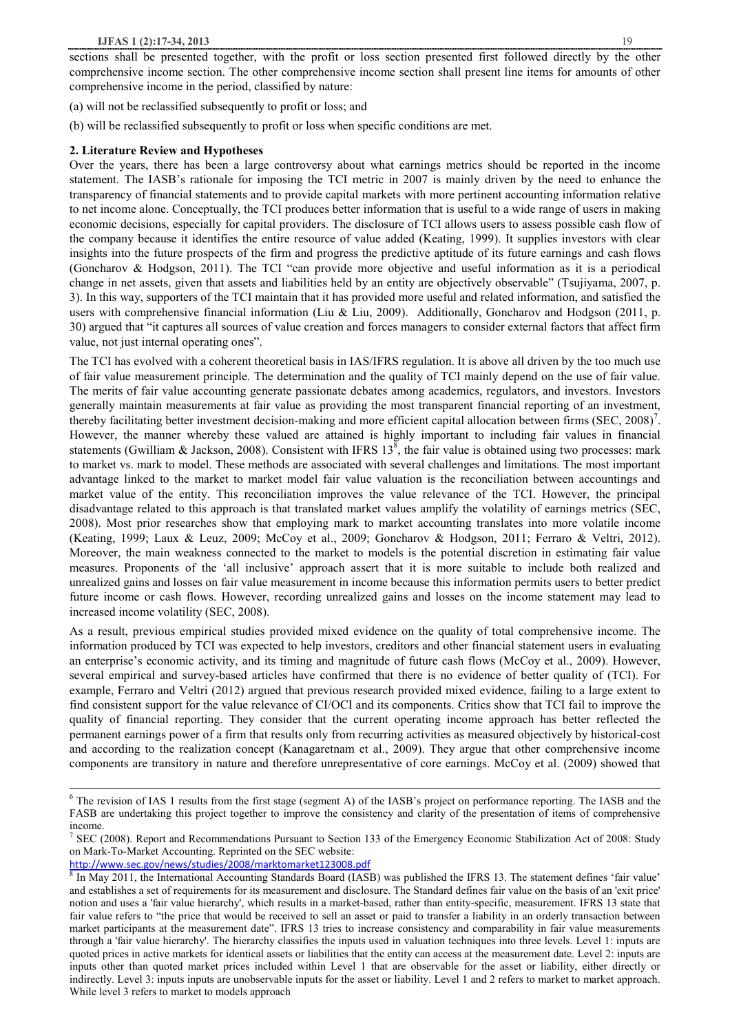sections shall be presented together, with the profit or loss section presented first followed directly by the other comprehensive income section. The other comprehensive income section shall present line items for amounts of other comprehensive income in the period, classified by nature:

(a) will not be reclassified subsequently to profit or loss; and

(b) will be reclassified subsequently to profit or loss when specific conditions are met.

## 2. Literature Review and Hypotheses

Over the years, there has been a large controversy about what earnings metrics should be reported in the income statement. The IASB's rationale for imposing the TCI metric in 2007 is mainly driven by the need to enhance the transparency of financial statements and to provide capital markets with more pertinent accounting information relative to net income alone. Conceptually, the TCI produces better information that is useful to a wide range of users in making economic decisions, especially for capital providers. The disclosure of TCI allows users to assess possible cash flow of the company because it identifies the entire resource of value added (Keating, 1999). It supplies investors with clear insights into the future prospects of the firm and progress the predictive aptitude of its future earnings and cash flows (Goncharov & Hodgson, 2011). The TCI "can provide more objective and useful information as it is a periodical change in net assets, given that assets and liabilities held by an entity are objectively observable" (Tsujiyama, 2007, p. 3). In this way, supporters of the TCI maintain that it has provided more useful and related information, and satisfied the users with comprehensive financial information (Liu & Liu, 2009). Additionally, Goncharov and Hodgson (2011, p. 30) argued that "it captures all sources of value creation and forces managers to consider external factors that affect firm value, not just internal operating ones".

The TCI has evolved with a coherent theoretical basis in IAS/IFRS regulation. It is above all driven by the too much use of fair value measurement principle. The determination and the quality of TCI mainly depend on the use of fair value. The merits of fair value accounting generate passionate debates among academics, regulators, and investors. Investors generally maintain measurements at fair value as providing the most transparent financial reporting of an investment, thereby facilitating better investment decision-making and more efficient capital allocation between firms (SEC, 2008)[7]. However, the manner whereby these valued are attained is highly important to including fair values in financial statements (Gwilliam & Jackson, 2008). Consistent with IFRS 13[8], the fair value is obtained using two processes: mark to market vs. mark to model. These methods are associated with several challenges and limitations. The most important advantage linked to the market to market model fair value valuation is the reconciliation between accountings and market value of the entity. This reconciliation improves the value relevance of the TCI. However, the principal disadvantage related to this approach is that translated market values amplify the volatility of earnings metrics (SEC, 2008). Most prior researches show that employing mark to market accounting translates into more volatile income (Keating, 1999; Laux & Leuz, 2009; McCoy et al., 2009; Goncharov & Hodgson, 2011; Ferraro & Veltri, 2012). Moreover, the main weakness connected to the market to models is the potential discretion in estimating fair value measures. Proponents of the 'all inclusive' approach assert that it is more suitable to include both realized and unrealized gains and losses on fair value measurement in income because this information permits users to better predict future income or cash flows. However, recording unrealized gains and losses on the income statement may lead to increased income volatility (SEC, 2008).

As a result, previous empirical studies provided mixed evidence on the quality of total comprehensive income. The information produced by TCI was expected to help investors, creditors and other financial statement users in evaluating an enterprise's economic activity, and its timing and magnitude of future cash flows (McCoy et al., 2009). However, several empirical and survey-based articles have confirmed that there is no evidence of better quality of (TCI). For example, Ferraro and Veltri (2012) argued that previous research provided mixed evidence, failing to a large extent to find consistent support for the value relevance of CI/OCI and its components. Critics show that TCI fail to improve the quality of financial reporting. They consider that the current operating income approach has better reflected the permanent earnings power of a firm that results only from recurring activities as measured objectively by historical-cost and according to the realization concept (Kanagaretnam et al., 2009). They argue that other comprehensive income components are transitory in nature and therefore unrepresentative of core earnings. McCoy et al. (2009) showed that

---

[6] The revision of IAS 1 results from the first stage (segment A) of the IASB's project on performance reporting. The IASB and the FASB are undertaking this project together to improve the consistency and clarity of the presentation of items of comprehensive income.

[7] SEC (2008). Report and Recommendations Pursuant to Section 133 of the Emergency Economic Stabilization Act of 2008: Study on Mark-To-Market Accounting. Reprinted on the SEC website: http://www.sec.gov/news/studies/2008/marktomarket123008.pdf

[8] In May 2011, the International Accounting Standards Board (IASB) was published the IFRS 13. The statement defines 'fair value' and establishes a set of requirements for its measurement and disclosure. The Standard defines fair value on the basis of an 'exit price' notion and uses a 'fair value hierarchy', which results in a market-based, rather than entity-specific, measurement. IFRS 13 state that fair value refers to "the price that would be received to sell an asset or paid to transfer a liability in an orderly transaction between market participants at the measurement date". IFRS 13 tries to increase consistency and comparability in fair value measurements through a 'fair value hierarchy'. The hierarchy classifies the inputs used in valuation techniques into three levels. Level 1: inputs are quoted prices in active markets for identical assets or liabilities that the entity can access at the measurement date. Level 2: inputs are inputs other than quoted market prices included within Level 1 that are observable for the asset or liability, either directly or indirectly. Level 3: inputs inputs are unobservable inputs for the asset or liability. Level 1 and 2 refers to market to market approach. While level 3 refers to market to models approach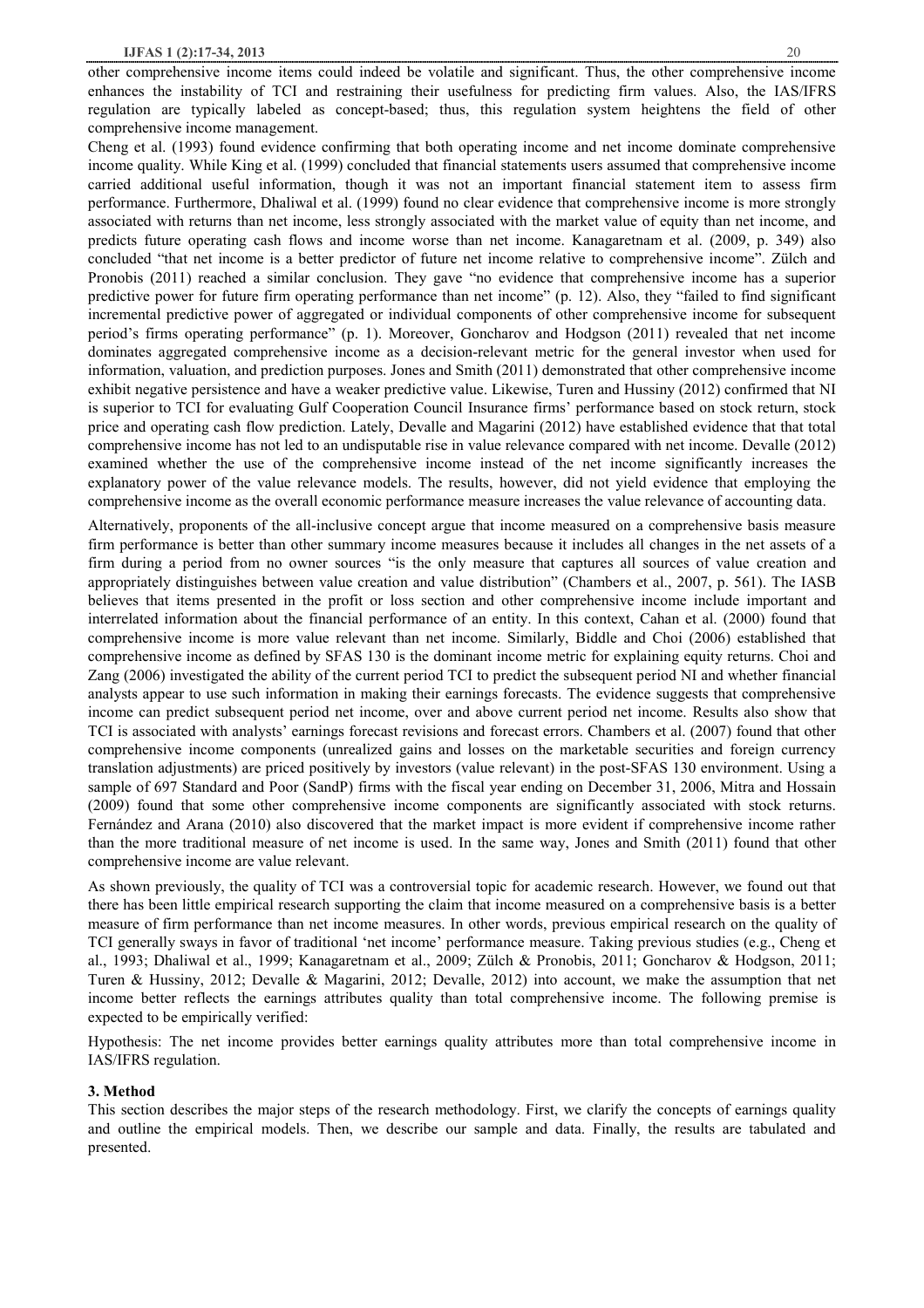other comprehensive income items could indeed be volatile and significant. Thus, the other comprehensive income enhances the instability of TCI and restraining their usefulness for predicting firm values. Also, the IAS/IFRS regulation are typically labeled as concept-based; thus, this regulation system heightens the field of other comprehensive income management.

Cheng et al. (1993) found evidence confirming that both operating income and net income dominate comprehensive income quality. While King et al. (1999) concluded that financial statements users assumed that comprehensive income carried additional useful information, though it was not an important financial statement item to assess firm performance. Furthermore, Dhaliwal et al. (1999) found no clear evidence that comprehensive income is more strongly associated with returns than net income, less strongly associated with the market value of equity than net income, and predicts future operating cash flows and income worse than net income. Kanagaretnam et al. (2009, p. 349) also concluded "that net income is a better predictor of future net income relative to comprehensive income". Zülch and Pronobis (2011) reached a similar conclusion. They gave "no evidence that comprehensive income has a superior predictive power for future firm operating performance than net income" (p. 12). Also, they "failed to find significant incremental predictive power of aggregated or individual components of other comprehensive income for subsequent period's firms operating performance" (p. 1). Moreover, Goncharov and Hodgson (2011) revealed that net income dominates aggregated comprehensive income as a decision-relevant metric for the general investor when used for information, valuation, and prediction purposes. Jones and Smith (2011) demonstrated that other comprehensive income exhibit negative persistence and have a weaker predictive value. Likewise, Turen and Hussiny (2012) confirmed that NI is superior to TCI for evaluating Gulf Cooperation Council Insurance firms' performance based on stock return, stock price and operating cash flow prediction. Lately, Devalle and Magarini (2012) have established evidence that that total comprehensive income has not led to an undisputable rise in value relevance compared with net income. Devalle (2012) examined whether the use of the comprehensive income instead of the net income significantly increases the explanatory power of the value relevance models. The results, however, did not yield evidence that employing the comprehensive income as the overall economic performance measure increases the value relevance of accounting data.

Alternatively, proponents of the all-inclusive concept argue that income measured on a comprehensive basis measure firm performance is better than other summary income measures because it includes all changes in the net assets of a firm during a period from no owner sources "is the only measure that captures all sources of value creation and appropriately distinguishes between value creation and value distribution" (Chambers et al., 2007, p. 561). The IASB believes that items presented in the profit or loss section and other comprehensive income include important and interrelated information about the financial performance of an entity. In this context, Cahan et al. (2000) found that comprehensive income is more value relevant than net income. Similarly, Biddle and Choi (2006) established that comprehensive income as defined by SFAS 130 is the dominant income metric for explaining equity returns. Choi and Zang (2006) investigated the ability of the current period TCI to predict the subsequent period NI and whether financial analysts appear to use such information in making their earnings forecasts. The evidence suggests that comprehensive income can predict subsequent period net income, over and above current period net income. Results also show that TCI is associated with analysts' earnings forecast revisions and forecast errors. Chambers et al. (2007) found that other comprehensive income components (unrealized gains and losses on the marketable securities and foreign currency translation adjustments) are priced positively by investors (value relevant) in the post-SFAS 130 environment. Using a sample of 697 Standard and Poor (SandP) firms with the fiscal year ending on December 31, 2006, Mitra and Hossain (2009) found that some other comprehensive income components are significantly associated with stock returns. Fernández and Arana (2010) also discovered that the market impact is more evident if comprehensive income rather than the more traditional measure of net income is used. In the same way, Jones and Smith (2011) found that other comprehensive income are value relevant.

As shown previously, the quality of TCI was a controversial topic for academic research. However, we found out that there has been little empirical research supporting the claim that income measured on a comprehensive basis is a better measure of firm performance than net income measures. In other words, previous empirical research on the quality of TCI generally sways in favor of traditional 'net income' performance measure. Taking previous studies (e.g., Cheng et al., 1993; Dhaliwal et al., 1999; Kanagaretnam et al., 2009; Zülch & Pronobis, 2011; Goncharov & Hodgson, 2011; Turen & Hussiny, 2012; Devalle & Magarini, 2012; Devalle, 2012) into account, we make the assumption that net income better reflects the earnings attributes quality than total comprehensive income. The following premise is expected to be empirically verified:

Hypothesis: The net income provides better earnings quality attributes more than total comprehensive income in IAS/IFRS regulation.

### 3. Method

This section describes the major steps of the research methodology. First, we clarify the concepts of earnings quality and outline the empirical models. Then, we describe our sample and data. Finally, the results are tabulated and presented.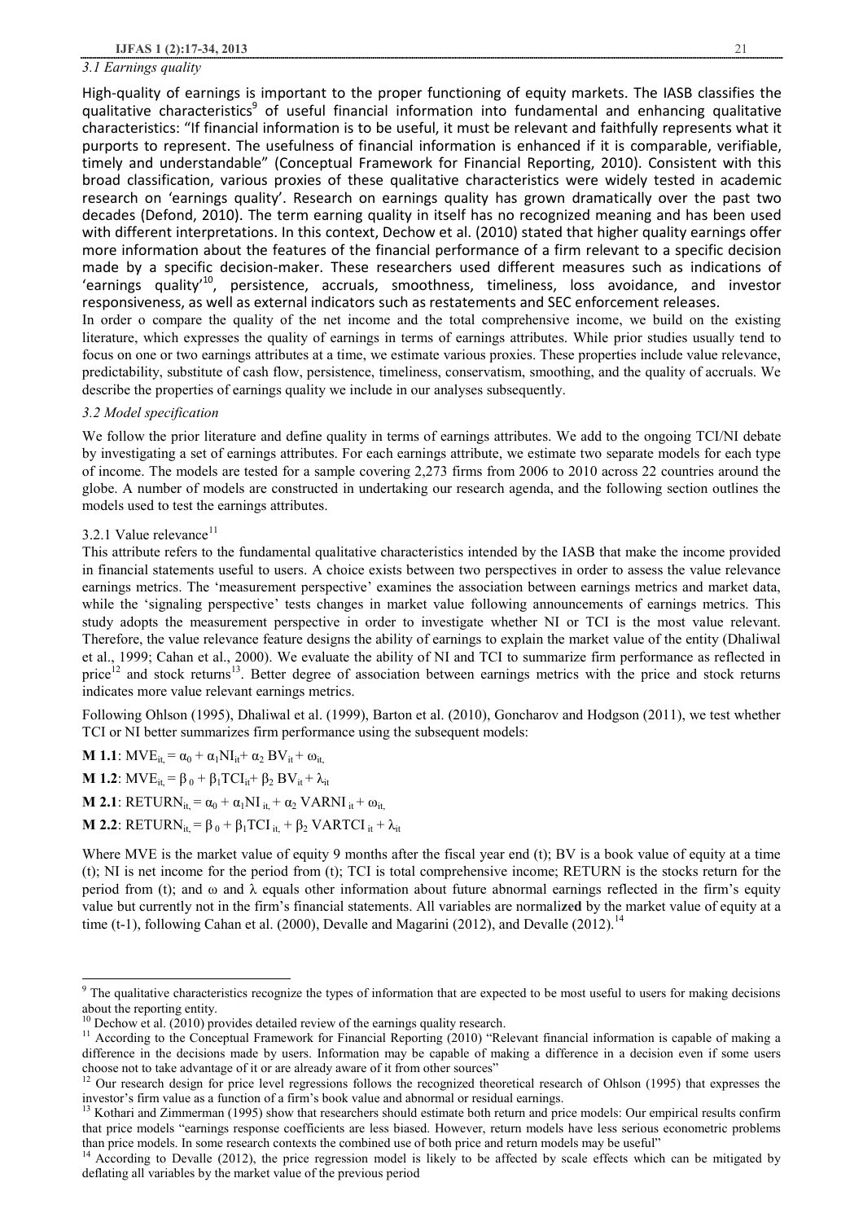### *3.1 Earnings quality*

High-quality of earnings is important to the proper functioning of equity markets. The IASB classifies the qualitative characteristics[9] of useful financial information into fundamental and enhancing qualitative characteristics: "If financial information is to be useful, it must be relevant and faithfully represents what it purports to represent. The usefulness of financial information is enhanced if it is comparable, verifiable, timely and understandable" (Conceptual Framework for Financial Reporting, 2010). Consistent with this broad classification, various proxies of these qualitative characteristics were widely tested in academic research on 'earnings quality'. Research on earnings quality has grown dramatically over the past two decades (Defond, 2010). The term earning quality in itself has no recognized meaning and has been used with different interpretations. In this context, Dechow et al. (2010) stated that higher quality earnings offer more information about the features of the financial performance of a firm relevant to a specific decision made by a specific decision-maker. These researchers used different measures such as indications of 'earnings quality'[10], persistence, accruals, smoothness, timeliness, loss avoidance, and investor responsiveness, as well as external indicators such as restatements and SEC enforcement releases.

In order o compare the quality of the net income and the total comprehensive income, we build on the existing literature, which expresses the quality of earnings in terms of earnings attributes. While prior studies usually tend to focus on one or two earnings attributes at a time, we estimate various proxies. These properties include value relevance, predictability, substitute of cash flow, persistence, timeliness, conservatism, smoothing, and the quality of accruals. We describe the properties of earnings quality we include in our analyses subsequently.

### *3.2 Model specification*

We follow the prior literature and define quality in terms of earnings attributes. We add to the ongoing TCI/NI debate by investigating a set of earnings attributes. For each earnings attribute, we estimate two separate models for each type of income. The models are tested for a sample covering 2,273 firms from 2006 to 2010 across 22 countries around the globe. A number of models are constructed in undertaking our research agenda, and the following section outlines the models used to test the earnings attributes.

#### 3.2.1 Value relevance[11]

This attribute refers to the fundamental qualitative characteristics intended by the IASB that make the income provided in financial statements useful to users. A choice exists between two perspectives in order to assess the value relevance earnings metrics. The 'measurement perspective' examines the association between earnings metrics and market data, while the 'signaling perspective' tests changes in market value following announcements of earnings metrics. This study adopts the measurement perspective in order to investigate whether NI or TCI is the most value relevant. Therefore, the value relevance feature designs the ability of earnings to explain the market value of the entity (Dhaliwal et al., 1999; Cahan et al., 2000). We evaluate the ability of NI and TCI to summarize firm performance as reflected in price[12] and stock returns[13]. Better degree of association between earnings metrics with the price and stock returns indicates more value relevant earnings metrics.

Following Ohlson (1995), Dhaliwal et al. (1999), Barton et al. (2010), Goncharov and Hodgson (2011), we test whether TCI or NI better summarizes firm performance using the subsequent models:

**M 1.1**: $MVE_{it} = \alpha_0 + \alpha_1 NI_{it} + \alpha_2 BV_{it} + \omega_{it}$

**M 1.2**: $MVE_{it} = \beta_0 + \beta_1 TCI_{it} + \beta_2 BV_{it} + \lambda_{it}$

**M 2.1**: $RETURN_{it} = \alpha_0 + \alpha_1 NI_{it} + \alpha_2 VARNI_{it} + \omega_{it}$

**M 2.2**: $RETURN_{it} = \beta_0 + \beta_1 TCI_{it} + \beta_2 VARTCI_{it} + \lambda_{it}$

Where MVE is the market value of equity 9 months after the fiscal year end (t); BV is a book value of equity at a time (t); NI is net income for the period from (t); TCI is total comprehensive income; RETURN is the stocks return for the period from (t); and ω and λ equals other information about future abnormal earnings reflected in the firm's equity value but currently not in the firm's financial statements. All variables are normalized by the market value of equity at a time (t-1), following Cahan et al. (2000), Devalle and Magarini (2012), and Devalle (2012).[14]

---

[9] The qualitative characteristics recognize the types of information that are expected to be most useful to users for making decisions about the reporting entity.

[10] Dechow et al. (2010) provides detailed review of the earnings quality research.

[11] According to the Conceptual Framework for Financial Reporting (2010) "Relevant financial information is capable of making a difference in the decisions made by users. Information may be capable of making a difference in a decision even if some users choose not to take advantage of it or are already aware of it from other sources"

[12] Our research design for price level regressions follows the recognized theoretical research of Ohlson (1995) that expresses the investor's firm value as a function of a firm's book value and abnormal or residual earnings.

[13] Kothari and Zimmerman (1995) show that researchers should estimate both return and price models: Our empirical results confirm that price models "earnings response coefficients are less biased. However, return models have less serious econometric problems than price models. In some research contexts the combined use of both price and return models may be useful"

[14] According to Devalle (2012), the price regression model is likely to be affected by scale effects which can be mitigated by deflating all variables by the market value of the previous period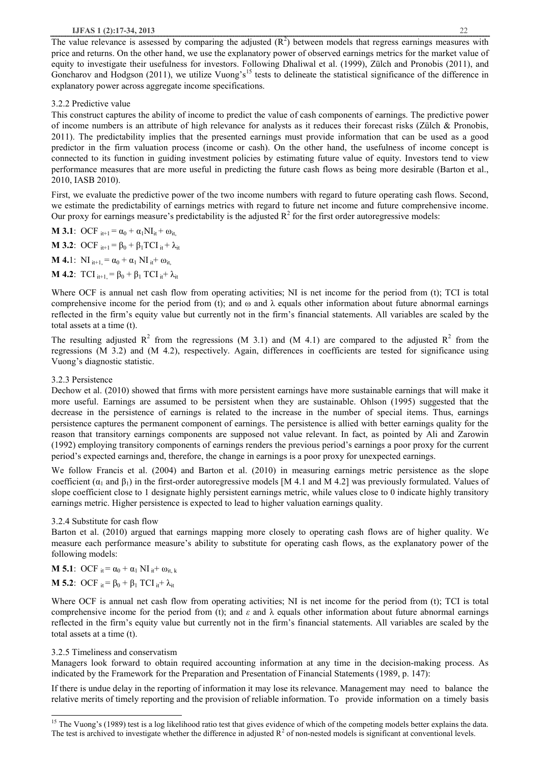The value relevance is assessed by comparing the adjusted ($R^2$) between models that regress earnings measures with price and returns. On the other hand, we use the explanatory power of observed earnings metrics for the market value of equity to investigate their usefulness for investors. Following Dhaliwal et al. (1999), Zülch and Pronobis (2011), and Goncharov and Hodgson (2011), we utilize Vuong's[15] tests to delineate the statistical significance of the difference in explanatory power across aggregate income specifications.

3.2.2 Predictive value

This construct captures the ability of income to predict the value of cash components of earnings. The predictive power of income numbers is an attribute of high relevance for analysts as it reduces their forecast risks (Zülch & Pronobis, 2011). The predictability implies that the presented earnings must provide information that can be used as a good predictor in the firm valuation process (income or cash). On the other hand, the usefulness of income concept is connected to its function in guiding investment policies by estimating future value of equity. Investors tend to view performance measures that are more useful in predicting the future cash flows as being more desirable (Barton et al., 2010, IASB 2010).

First, we evaluate the predictive power of the two income numbers with regard to future operating cash flows. Second, we estimate the predictability of earnings metrics with regard to future net income and future comprehensive income. Our proxy for earnings measure's predictability is the adjusted $R^2$ for the first order autoregressive models:

**M 3.1**: $OCF_{it+1} = \alpha_0 + \alpha_1 NI_{it} + \omega_{it,}$

**M 3.2**: $OCF_{it+1} = \beta_0 + \beta_1 TCI_{it} + \lambda_{it}$

**M 4.1**: $NI_{it+1,} = \alpha_0 + \alpha_1 NI_{it} + \omega_{it,}$

**M 4.2**: $TCI_{it+1,} = \beta_0 + \beta_1 TCI_{it} + \lambda_{it}$

Where OCF is annual net cash flow from operating activities; NI is net income for the period from (t); TCI is total comprehensive income for the period from (t); and ω and λ equals other information about future abnormal earnings reflected in the firm's equity value but currently not in the firm's financial statements. All variables are scaled by the total assets at a time (t).

The resulting adjusted $R^2$ from the regressions (M 3.1) and (M 4.1) are compared to the adjusted $R^2$ from the regressions (M 3.2) and (M 4.2), respectively. Again, differences in coefficients are tested for significance using Vuong's diagnostic statistic.

3.2.3 Persistence

Dechow et al. (2010) showed that firms with more persistent earnings have more sustainable earnings that will make it more useful. Earnings are assumed to be persistent when they are sustainable. Ohlson (1995) suggested that the decrease in the persistence of earnings is related to the increase in the number of special items. Thus, earnings persistence captures the permanent component of earnings. The persistence is allied with better earnings quality for the reason that transitory earnings components are supposed not value relevant. In fact, as pointed by Ali and Zarowin (1992) employing transitory components of earnings renders the previous period's earnings a poor proxy for the current period's expected earnings and, therefore, the change in earnings is a poor proxy for unexpected earnings.

We follow Francis et al. (2004) and Barton et al. (2010) in measuring earnings metric persistence as the slope coefficient ($\alpha_1$ and $\beta_1$) in the first-order autoregressive models [M 4.1 and M 4.2] was previously formulated. Values of slope coefficient close to 1 designate highly persistent earnings metric, while values close to 0 indicate highly transitory earnings metric. Higher persistence is expected to lead to higher valuation earnings quality.

3.2.4 Substitute for cash flow

Barton et al. (2010) argued that earnings mapping more closely to operating cash flows are of higher quality. We measure each performance measure's ability to substitute for operating cash flows, as the explanatory power of the following models:

**M 5.1**: $OCF_{it} = \alpha_0 + \alpha_1 NI_{it} + \omega_{it,k}$

**M 5.2**: $OCF_{it} = \beta_0 + \beta_1 TCI_{it} + \lambda_{it}$

Where OCF is annual net cash flow from operating activities; NI is net income for the period from (t); TCI is total comprehensive income for the period from (t); and ε and λ equals other information about future abnormal earnings reflected in the firm's equity value but currently not in the firm's financial statements. All variables are scaled by the total assets at a time (t).

3.2.5 Timeliness and conservatism

Managers look forward to obtain required accounting information at any time in the decision-making process. As indicated by the Framework for the Preparation and Presentation of Financial Statements (1989, p. 147):

If there is undue delay in the reporting of information it may lose its relevance. Management may need to balance the relative merits of timely reporting and the provision of reliable information. To provide information on a timely basis

[15] The Vuong's (1989) test is a log likelihood ratio test that gives evidence of which of the competing models better explains the data. The test is archived to investigate whether the difference in adjusted $R^2$ of non-nested models is significant at conventional levels.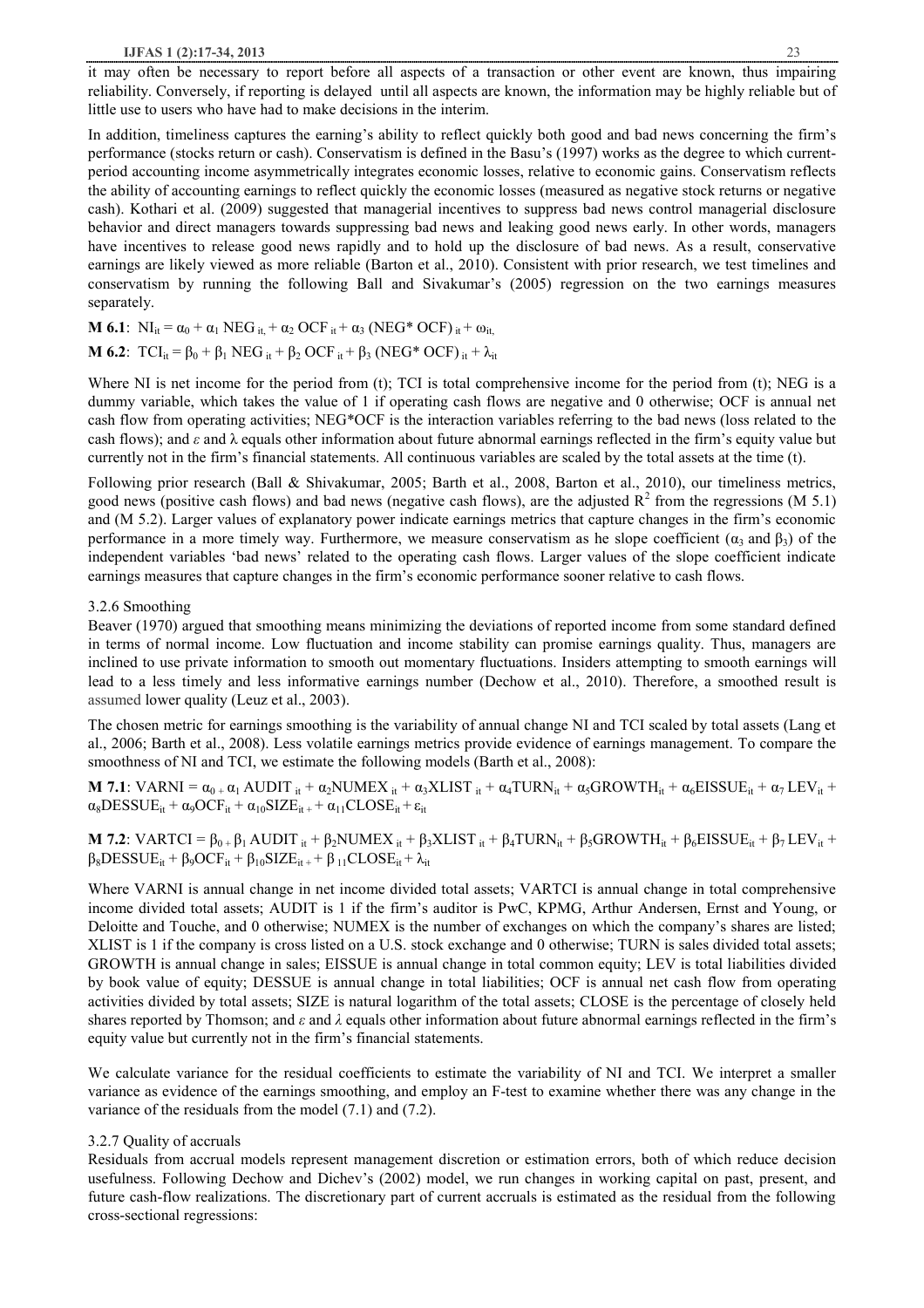it may often be necessary to report before all aspects of a transaction or other event are known, thus impairing reliability. Conversely, if reporting is delayed until all aspects are known, the information may be highly reliable but of little use to users who have had to make decisions in the interim.

In addition, timeliness captures the earning's ability to reflect quickly both good and bad news concerning the firm's performance (stocks return or cash). Conservatism is defined in the Basu's (1997) works as the degree to which current-period accounting income asymmetrically integrates economic losses, relative to economic gains. Conservatism reflects the ability of accounting earnings to reflect quickly the economic losses (measured as negative stock returns or negative cash). Kothari et al. (2009) suggested that managerial incentives to suppress bad news control managerial disclosure behavior and direct managers towards suppressing bad news and leaking good news early. In other words, managers have incentives to release good news rapidly and to hold up the disclosure of bad news. As a result, conservative earnings are likely viewed as more reliable (Barton et al., 2010). Consistent with prior research, we test timelines and conservatism by running the following Ball and Sivakumar's (2005) regression on the two earnings measures separately.

**M 6.1**: $NI_{it} = \alpha_0 + \alpha_1 NEG_{it} + \alpha_2 OCF_{it} + \alpha_3 (NEG* OCF)_{it} + \omega_{it}$,

**M 6.2**: $TCI_{it} = \beta_0 + \beta_1 NEG_{it} + \beta_2 OCF_{it} + \beta_3 (NEG* OCF)_{it} + \lambda_{it}$

Where NI is net income for the period from (t); TCI is total comprehensive income for the period from (t); NEG is a dummy variable, which takes the value of 1 if operating cash flows are negative and 0 otherwise; OCF is annual net cash flow from operating activities; NEG*OCF is the interaction variables referring to the bad news (loss related to the cash flows); and $\varepsilon$ and $\lambda$ equals other information about future abnormal earnings reflected in the firm's equity value but currently not in the firm's financial statements. All continuous variables are scaled by the total assets at the time (t).

Following prior research (Ball & Shivakumar, 2005; Barth et al., 2008, Barton et al., 2010), our timeliness metrics, good news (positive cash flows) and bad news (negative cash flows), are the adjusted $R^2$ from the regressions (M 5.1) and (M 5.2). Larger values of explanatory power indicate earnings metrics that capture changes in the firm's economic performance in a more timely way. Furthermore, we measure conservatism as he slope coefficient ($\alpha_3$ and $\beta_3$) of the independent variables 'bad news' related to the operating cash flows. Larger values of the slope coefficient indicate earnings measures that capture changes in the firm's economic performance sooner relative to cash flows.

### 3.2.6 Smoothing

Beaver (1970) argued that smoothing means minimizing the deviations of reported income from some standard defined in terms of normal income. Low fluctuation and income stability can promise earnings quality. Thus, managers are inclined to use private information to smooth out momentary fluctuations. Insiders attempting to smooth earnings will lead to a less timely and less informative earnings number (Dechow et al., 2010). Therefore, a smoothed result is assumed lower quality (Leuz et al., 2003).

The chosen metric for earnings smoothing is the variability of annual change NI and TCI scaled by total assets (Lang et al., 2006; Barth et al., 2008). Less volatile earnings metrics provide evidence of earnings management. To compare the smoothness of NI and TCI, we estimate the following models (Barth et al., 2008):

**M 7.1**: $VARNI = \alpha_0 + \alpha_1 AUDIT_{it} + \alpha_2 NUMEX_{it} + \alpha_3 XLIST_{it} + \alpha_4 TURN_{it} + \alpha_5 GROWTH_{it} + \alpha_6 EISSUE_{it} + \alpha_7 LEV_{it} + \alpha_8 DESSUE_{it} + \alpha_9 OCF_{it} + \alpha_{10} SIZE_{it} + \alpha_{11} CLOSE_{it} + \varepsilon_{it}$

**M 7.2**: $VARTCI = \beta_0 + \beta_1 AUDIT_{it} + \beta_2 NUMEX_{it} + \beta_3 XLIST_{it} + \beta_4 TURN_{it} + \beta_5 GROWTH_{it} + \beta_6 EISSUE_{it} + \beta_7 LEV_{it} + \beta_8 DESSUE_{it} + \beta_9 OCF_{it} + \beta_{10} SIZE_{it} + \beta_{11} CLOSE_{it} + \lambda_{it}$

Where VARNI is annual change in net income divided total assets; VARTCI is annual change in total comprehensive income divided total assets; AUDIT is 1 if the firm's auditor is PwC, KPMG, Arthur Andersen, Ernst and Young, or Deloitte and Touche, and 0 otherwise; NUMEX is the number of exchanges on which the company's shares are listed; XLIST is 1 if the company is cross listed on a U.S. stock exchange and 0 otherwise; TURN is sales divided total assets; GROWTH is annual change in sales; EISSUE is annual change in total common equity; LEV is total liabilities divided by book value of equity; DESSUE is annual change in total liabilities; OCF is annual net cash flow from operating activities divided by total assets; SIZE is natural logarithm of the total assets; CLOSE is the percentage of closely held shares reported by Thomson; and $\varepsilon$ and $\lambda$ equals other information about future abnormal earnings reflected in the firm's equity value but currently not in the firm's financial statements.

We calculate variance for the residual coefficients to estimate the variability of NI and TCI. We interpret a smaller variance as evidence of the earnings smoothing, and employ an F-test to examine whether there was any change in the variance of the residuals from the model (7.1) and (7.2).

### 3.2.7 Quality of accruals

Residuals from accrual models represent management discretion or estimation errors, both of which reduce decision usefulness. Following Dechow and Dichev's (2002) model, we run changes in working capital on past, present, and future cash-flow realizations. The discretionary part of current accruals is estimated as the residual from the following cross-sectional regressions: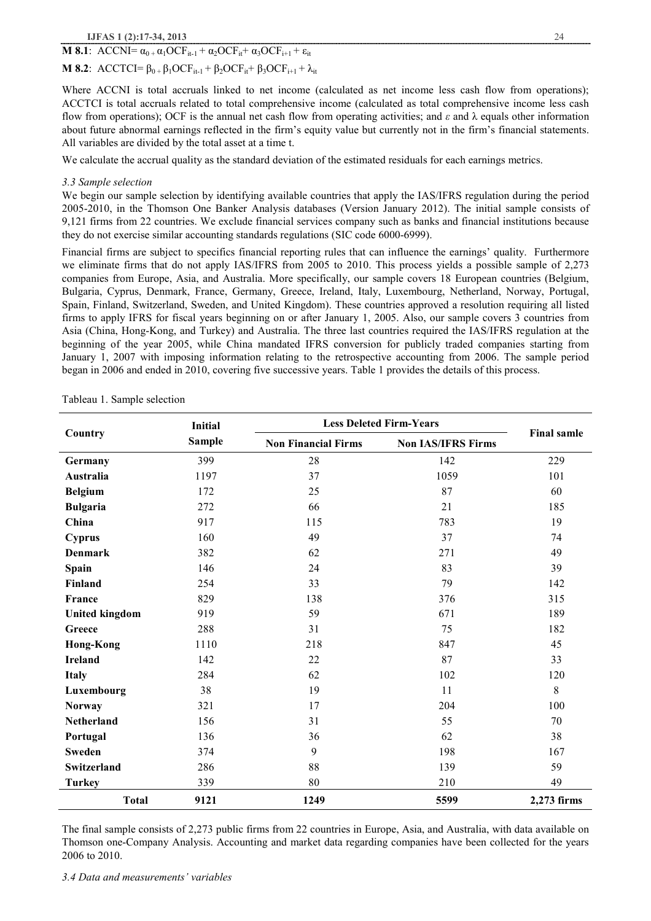**M 8.1**: $ACCNI = \alpha_0 + \alpha_1 OCF_{it-1} + \alpha_2 OCF_{it} + \alpha_3 OCF_{i+1} + \varepsilon_{it}$

**M 8.2**: $ACCTCI = \beta_0 + \beta_1 OCF_{it-1} + \beta_2 OCF_{it} + \beta_3 OCF_{i+1} + \lambda_{it}$

Where ACCNI is total accruals linked to net income (calculated as net income less cash flow from operations); ACCTCI is total accruals related to total comprehensive income (calculated as total comprehensive income less cash flow from operations); OCF is the annual net cash flow from operating activities; and $\varepsilon$ and $\lambda$ equals other information about future abnormal earnings reflected in the firm's equity value but currently not in the firm's financial statements. All variables are divided by the total asset at a time t.

We calculate the accrual quality as the standard deviation of the estimated residuals for each earnings metrics.

### *3.3 Sample selection*

We begin our sample selection by identifying available countries that apply the IAS/IFRS regulation during the period 2005-2010, in the Thomson One Banker Analysis databases (Version January 2012). The initial sample consists of 9,121 firms from 22 countries. We exclude financial services company such as banks and financial institutions because they do not exercise similar accounting standards regulations (SIC code 6000-6999).

Financial firms are subject to specifics financial reporting rules that can influence the earnings' quality. Furthermore we eliminate firms that do not apply IAS/IFRS from 2005 to 2010. This process yields a possible sample of 2,273 companies from Europe, Asia, and Australia. More specifically, our sample covers 18 European countries (Belgium, Bulgaria, Cyprus, Denmark, France, Germany, Greece, Ireland, Italy, Luxembourg, Netherland, Norway, Portugal, Spain, Finland, Switzerland, Sweden, and United Kingdom). These countries approved a resolution requiring all listed firms to apply IFRS for fiscal years beginning on or after January 1, 2005. Also, our sample covers 3 countries from Asia (China, Hong-Kong, and Turkey) and Australia. The three last countries required the IAS/IFRS regulation at the beginning of the year 2005, while China mandated IFRS conversion for publicly traded companies starting from January 1, 2007 with imposing information relating to the retrospective accounting from 2006. The sample period began in 2006 and ended in 2010, covering five successive years. Table 1 provides the details of this process.

Tableau 1. Sample selection

| Country | Initial Sample | Less Deleted Firm-Years | | Final samle |
|---|---|---|---|---|
| | | Non Financial Firms | Non IAS/IFRS Firms | |
| **Germany** | 399 | 28 | 142 | 229 |
| **Australia** | 1197 | 37 | 1059 | 101 |
| **Belgium** | 172 | 25 | 87 | 60 |
| **Bulgaria** | 272 | 66 | 21 | 185 |
| **China** | 917 | 115 | 783 | 19 |
| **Cyprus** | 160 | 49 | 37 | 74 |
| **Denmark** | 382 | 62 | 271 | 49 |
| **Spain** | 146 | 24 | 83 | 39 |
| **Finland** | 254 | 33 | 79 | 142 |
| **France** | 829 | 138 | 376 | 315 |
| **United kingdom** | 919 | 59 | 671 | 189 |
| **Greece** | 288 | 31 | 75 | 182 |
| **Hong-Kong** | 1110 | 218 | 847 | 45 |
| **Ireland** | 142 | 22 | 87 | 33 |
| **Italy** | 284 | 62 | 102 | 120 |
| **Luxembourg** | 38 | 19 | 11 | 8 |
| **Norway** | 321 | 17 | 204 | 100 |
| **Netherland** | 156 | 31 | 55 | 70 |
| **Portugal** | 136 | 36 | 62 | 38 |
| **Sweden** | 374 | 9 | 198 | 167 |
| **Switzerland** | 286 | 88 | 139 | 59 |
| **Turkey** | 339 | 80 | 210 | 49 |
| **Total** | **9121** | **1249** | **5599** | **2,273 firms** |

The final sample consists of 2,273 public firms from 22 countries in Europe, Asia, and Australia, with data available on Thomson one-Company Analysis. Accounting and market data regarding companies have been collected for the years 2006 to 2010.

### *3.4 Data and measurements' variables*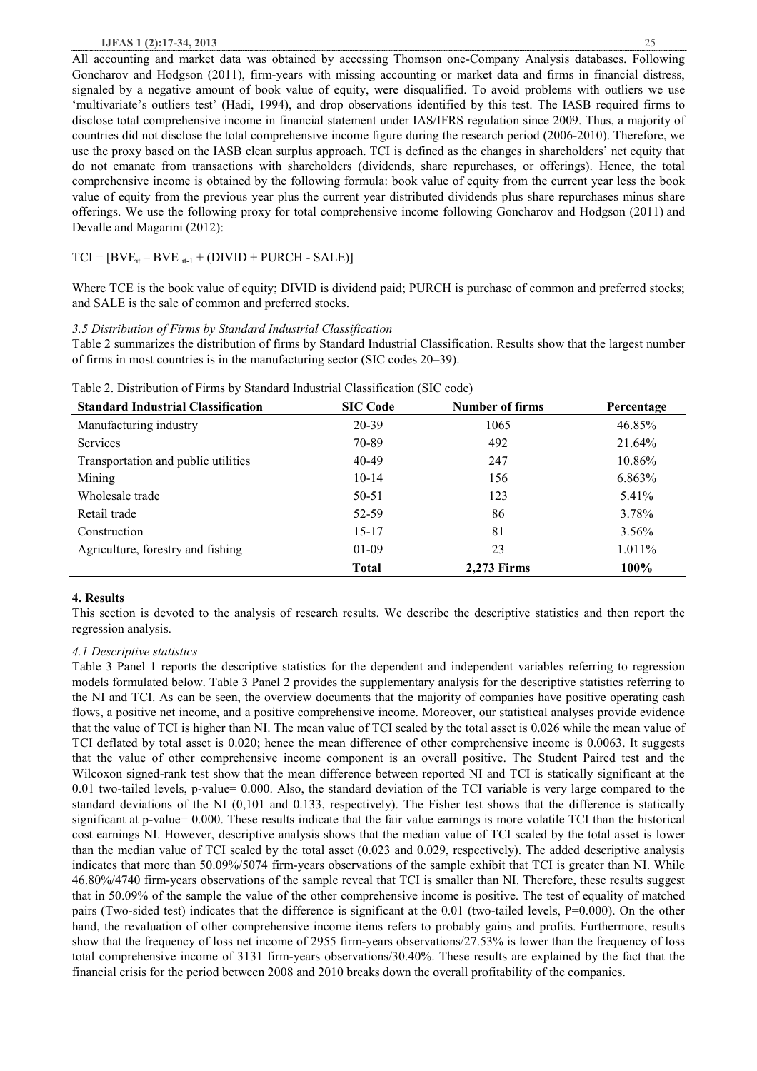All accounting and market data was obtained by accessing Thomson one-Company Analysis databases. Following Goncharov and Hodgson (2011), firm-years with missing accounting or market data and firms in financial distress, signaled by a negative amount of book value of equity, were disqualified. To avoid problems with outliers we use 'multivariate's outliers test' (Hadi, 1994), and drop observations identified by this test. The IASB required firms to disclose total comprehensive income in financial statement under IAS/IFRS regulation since 2009. Thus, a majority of countries did not disclose the total comprehensive income figure during the research period (2006-2010). Therefore, we use the proxy based on the IASB clean surplus approach. TCI is defined as the changes in shareholders' net equity that do not emanate from transactions with shareholders (dividends, share repurchases, or offerings). Hence, the total comprehensive income is obtained by the following formula: book value of equity from the current year less the book value of equity from the previous year plus the current year distributed dividends plus share repurchases minus share offerings. We use the following proxy for total comprehensive income following Goncharov and Hodgson (2011) and Devalle and Magarini (2012):

$$TCI = [BVE_{it} - BVE_{it-1} + (DIVID + PURCH - SALE)]$$

Where TCE is the book value of equity; DIVID is dividend paid; PURCH is purchase of common and preferred stocks; and SALE is the sale of common and preferred stocks.

### *3.5 Distribution of Firms by Standard Industrial Classification*

Table 2 summarizes the distribution of firms by Standard Industrial Classification. Results show that the largest number of firms in most countries is in the manufacturing sector (SIC codes 20–39).

Table 2. Distribution of Firms by Standard Industrial Classification (SIC code)

| Standard Industrial Classification | SIC Code | Number of firms | Percentage |
|---|---|---|---|
| Manufacturing industry | 20-39 | 1065 | 46.85% |
| Services | 70-89 | 492 | 21.64% |
| Transportation and public utilities | 40-49 | 247 | 10.86% |
| Mining | 10-14 | 156 | 6.863% |
| Wholesale trade | 50-51 | 123 | 5.41% |
| Retail trade | 52-59 | 86 | 3.78% |
| Construction | 15-17 | 81 | 3.56% |
| Agriculture, forestry and fishing | 01-09 | 23 | 1.011% |
| | **Total** | **2,273 Firms** | **100%** |

## 4. Results

This section is devoted to the analysis of research results. We describe the descriptive statistics and then report the regression analysis.

### *4.1 Descriptive statistics*

Table 3 Panel 1 reports the descriptive statistics for the dependent and independent variables referring to regression models formulated below. Table 3 Panel 2 provides the supplementary analysis for the descriptive statistics referring to the NI and TCI. As can be seen, the overview documents that the majority of companies have positive operating cash flows, a positive net income, and a positive comprehensive income. Moreover, our statistical analyses provide evidence that the value of TCI is higher than NI. The mean value of TCI scaled by the total asset is 0.026 while the mean value of TCI deflated by total asset is 0.020; hence the mean difference of other comprehensive income is 0.0063. It suggests that the value of other comprehensive income component is an overall positive. The Student Paired test and the Wilcoxon signed-rank test show that the mean difference between reported NI and TCI is statically significant at the 0.01 two-tailed levels, p-value= 0.000. Also, the standard deviation of the TCI variable is very large compared to the standard deviations of the NI (0,101 and 0.133, respectively). The Fisher test shows that the difference is statically significant at p-value= 0.000. These results indicate that the fair value earnings is more volatile TCI than the historical cost earnings NI. However, descriptive analysis shows that the median value of TCI scaled by the total asset is lower than the median value of TCI scaled by the total asset (0.023 and 0.029, respectively). The added descriptive analysis indicates that more than 50.09%/5074 firm-years observations of the sample exhibit that TCI is greater than NI. While 46.80%/4740 firm-years observations of the sample reveal that TCI is smaller than NI. Therefore, these results suggest that in 50.09% of the sample the value of the other comprehensive income is positive. The test of equality of matched pairs (Two-sided test) indicates that the difference is significant at the 0.01 (two-tailed levels, P=0.000). On the other hand, the revaluation of other comprehensive income items refers to probably gains and profits. Furthermore, results show that the frequency of loss net income of 2955 firm-years observations/27.53% is lower than the frequency of loss total comprehensive income of 3131 firm-years observations/30.40%. These results are explained by the fact that the financial crisis for the period between 2008 and 2010 breaks down the overall profitability of the companies.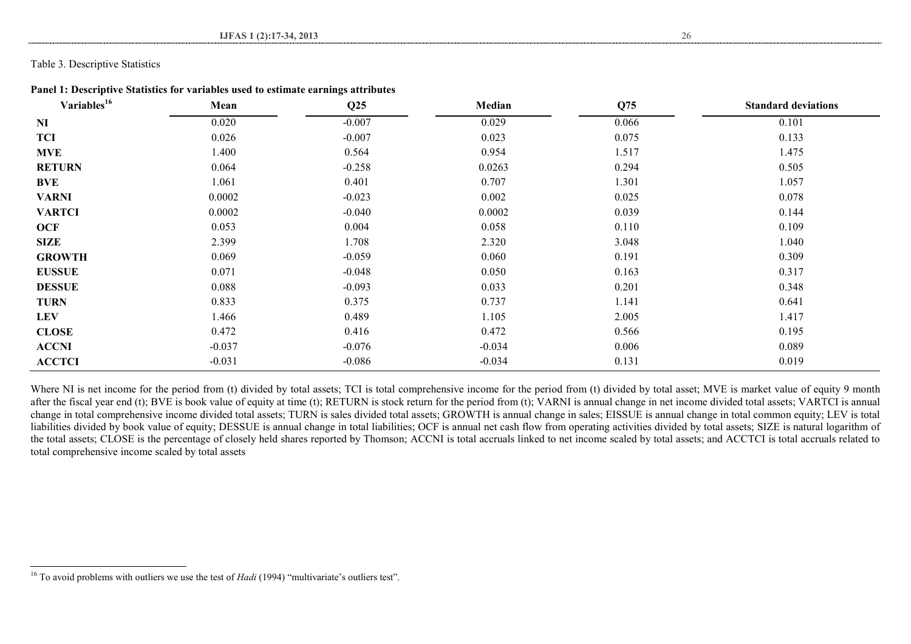Table 3. Descriptive Statistics

**Panel 1: Descriptive Statistics for variables used to estimate earnings attributes**

| Variables[16] | Mean | Q25 | Median | Q75 | Standard deviations |
|---|---|---|---|---|---|
| **NI** | 0.020 | -0.007 | 0.029 | 0.066 | 0.101 |
| **TCI** | 0.026 | -0.007 | 0.023 | 0.075 | 0.133 |
| **MVE** | 1.400 | 0.564 | 0.954 | 1.517 | 1.475 |
| **RETURN** | 0.064 | -0.258 | 0.0263 | 0.294 | 0.505 |
| **BVE** | 1.061 | 0.401 | 0.707 | 1.301 | 1.057 |
| **VARNI** | 0.0002 | -0.023 | 0.002 | 0.025 | 0.078 |
| **VARTCI** | 0.0002 | -0.040 | 0.0002 | 0.039 | 0.144 |
| **OCF** | 0.053 | 0.004 | 0.058 | 0.110 | 0.109 |
| **SIZE** | 2.399 | 1.708 | 2.320 | 3.048 | 1.040 |
| **GROWTH** | 0.069 | -0.059 | 0.060 | 0.191 | 0.309 |
| **EUSSUE** | 0.071 | -0.048 | 0.050 | 0.163 | 0.317 |
| **DESSUE** | 0.088 | -0.093 | 0.033 | 0.201 | 0.348 |
| **TURN** | 0.833 | 0.375 | 0.737 | 1.141 | 0.641 |
| **LEV** | 1.466 | 0.489 | 1.105 | 2.005 | 1.417 |
| **CLOSE** | 0.472 | 0.416 | 0.472 | 0.566 | 0.195 |
| **ACCNI** | -0.037 | -0.076 | -0.034 | 0.006 | 0.089 |
| **ACCTCI** | -0.031 | -0.086 | -0.034 | 0.131 | 0.019 |

Where NI is net income for the period from (t) divided by total assets; TCI is total comprehensive income for the period from (t) divided by total asset; MVE is market value of equity 9 month after the fiscal year end (t); BVE is book value of equity at time (t); RETURN is stock return for the period from (t); VARNI is annual change in net income divided total assets; VARTCI is annual change in total comprehensive income divided total assets; TURN is sales divided total assets; GROWTH is annual change in sales; EISSUE is annual change in total common equity; LEV is total liabilities divided by book value of equity; DESSUE is annual change in total liabilities; OCF is annual net cash flow from operating activities divided by total assets; SIZE is natural logarithm of the total assets; CLOSE is the percentage of closely held shares reported by Thomson; ACCNI is total accruals linked to net income scaled by total assets; and ACCTCI is total accruals related to total comprehensive income scaled by total assets

[16] To avoid problems with outliers we use the test of *Hadi* (1994) "multivariate's outliers test".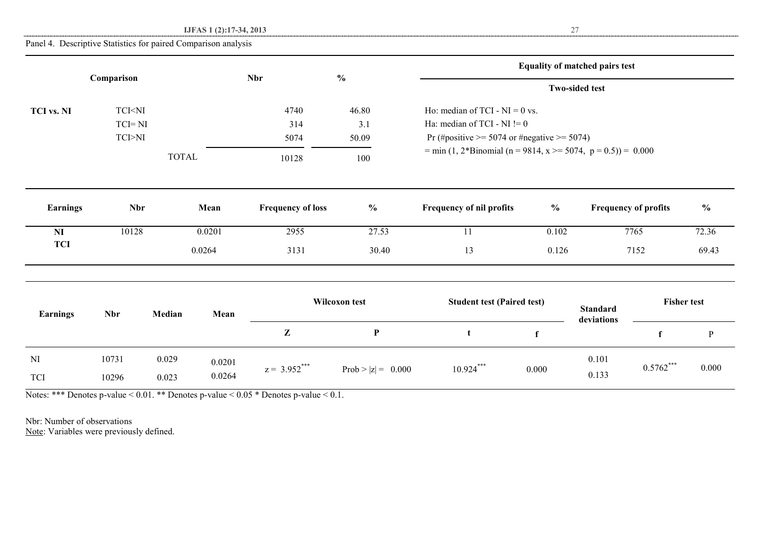Panel 4. Descriptive Statistics for paired Comparison analysis

| Comparison | | Nbr | % | Equality of matched pairs test |
|---|---|---|---|---|
| | | | | Two-sided test |
| TCI vs. NI | TCI<NI | 4740 | 46.80 | Ho: median of TCI - NI = 0 vs. |
| | TCI= NI | 314 | 3.1 | Ha: median of TCI - NI != 0 |
| | TCI>NI | 5074 | 50.09 | Pr (#positive >= 5074 or #negative >= 5074) |
| | TOTAL | 10128 | 100 | = min (1, 2*Binomial (n = 9814, x >= 5074, p = 0.5)) = 0.000 |

| Earnings | Nbr | Mean | Frequency of loss | % | Frequency of nil profits | % | Frequency of profits | % |
|---|---|---|---|---|---|---|---|---|
| NI | 10128 | 0.0201 | 2955 | 27.53 | 11 | 0.102 | 7765 | 72.36 |
| TCI | | 0.0264 | 3131 | 30.40 | 13 | 0.126 | 7152 | 69.43 |

| Earnings | Nbr | Median | Mean | Wilcoxon test | | Student test (Paired test) | | Standard deviations | Fisher test | |
|---|---|---|---|---|---|---|---|---|---|---|
| | | | | Z | P | t | f | | f | P |
| NI | 10731 | 0.029 | 0.0201 | z = 3.952*** | Prob > \|z\| = 0.000 | 10.924*** | 0.000 | 0.101 | 0.5762*** | 0.000 |
| TCI | 10296 | 0.023 | 0.0264 | | | | | 0.133 | | |

Notes: *** Denotes p-value < 0.01. ** Denotes p-value < 0.05 * Denotes p-value < 0.1.

Nbr: Number of observations

Note: Variables were previously defined.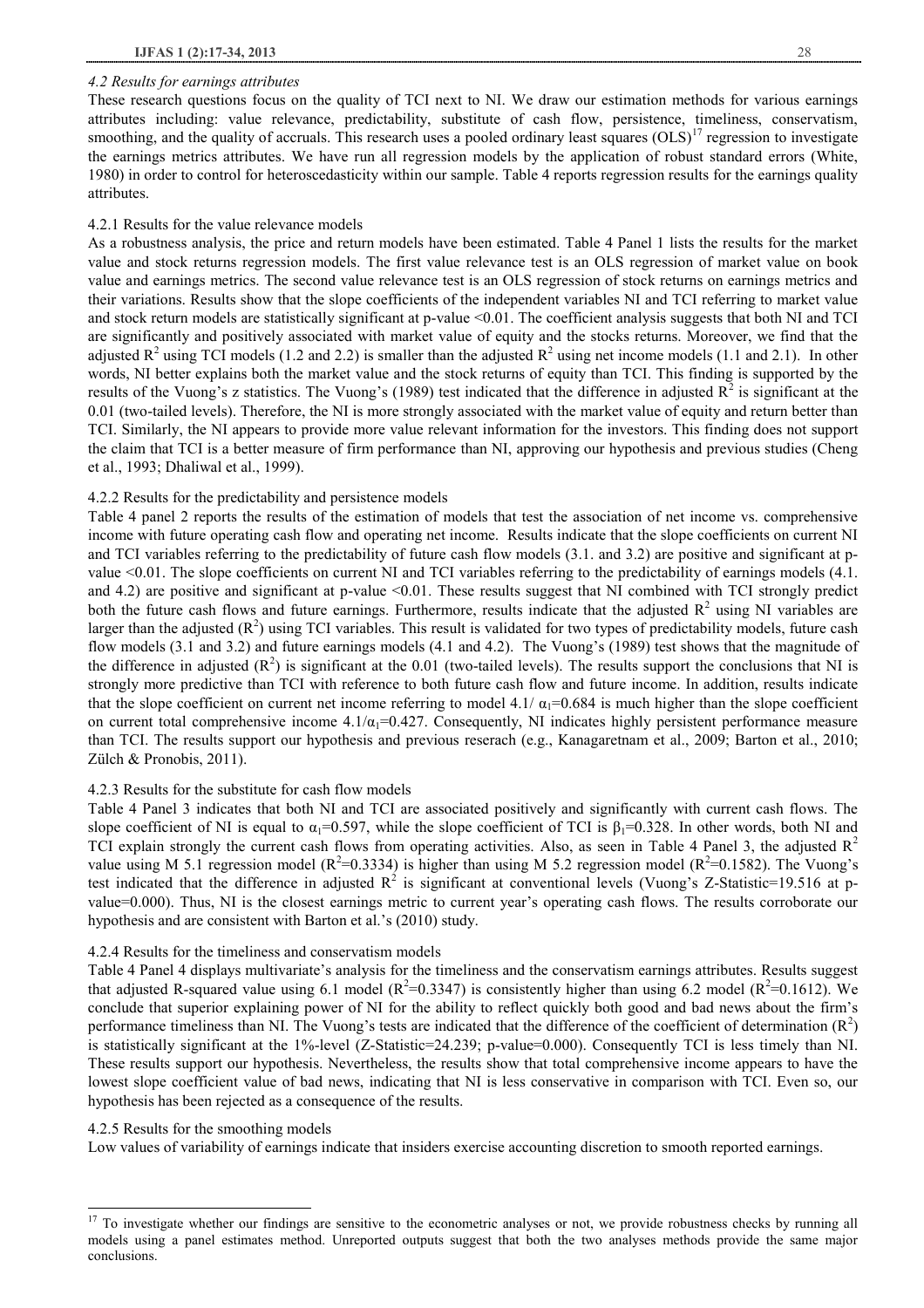### *4.2 Results for earnings attributes*

These research questions focus on the quality of TCI next to NI. We draw our estimation methods for various earnings attributes including: value relevance, predictability, substitute of cash flow, persistence, timeliness, conservatism, smoothing, and the quality of accruals. This research uses a pooled ordinary least squares (OLS)[17] regression to investigate the earnings metrics attributes. We have run all regression models by the application of robust standard errors (White, 1980) in order to control for heteroscedasticity within our sample. Table 4 reports regression results for the earnings quality attributes.

#### 4.2.1 Results for the value relevance models

As a robustness analysis, the price and return models have been estimated. Table 4 Panel 1 lists the results for the market value and stock returns regression models. The first value relevance test is an OLS regression of market value on book value and earnings metrics. The second value relevance test is an OLS regression of stock returns on earnings metrics and their variations. Results show that the slope coefficients of the independent variables NI and TCI referring to market value and stock return models are statistically significant at p-value <0.01. The coefficient analysis suggests that both NI and TCI are significantly and positively associated with market value of equity and the stocks returns. Moreover, we find that the adjusted $R^2$ using TCI models (1.2 and 2.2) is smaller than the adjusted $R^2$ using net income models (1.1 and 2.1). In other words, NI better explains both the market value and the stock returns of equity than TCI. This finding is supported by the results of the Vuong's z statistics. The Vuong's (1989) test indicated that the difference in adjusted $R^2$ is significant at the 0.01 (two-tailed levels). Therefore, the NI is more strongly associated with the market value of equity and return better than TCI. Similarly, the NI appears to provide more value relevant information for the investors. This finding does not support the claim that TCI is a better measure of firm performance than NI, approving our hypothesis and previous studies (Cheng et al., 1993; Dhaliwal et al., 1999).

#### 4.2.2 Results for the predictability and persistence models

Table 4 panel 2 reports the results of the estimation of models that test the association of net income vs. comprehensive income with future operating cash flow and operating net income. Results indicate that the slope coefficients on current NI and TCI variables referring to the predictability of future cash flow models (3.1. and 3.2) are positive and significant at p-value <0.01. The slope coefficients on current NI and TCI variables referring to the predictability of earnings models (4.1. and 4.2) are positive and significant at p-value <0.01. These results suggest that NI combined with TCI strongly predict both the future cash flows and future earnings. Furthermore, results indicate that the adjusted $R^2$ using NI variables are larger than the adjusted ($R^2$) using TCI variables. This result is validated for two types of predictability models, future cash flow models (3.1 and 3.2) and future earnings models (4.1 and 4.2). The Vuong's (1989) test shows that the magnitude of the difference in adjusted ($R^2$) is significant at the 0.01 (two-tailed levels). The results support the conclusions that NI is strongly more predictive than TCI with reference to both future cash flow and future income. In addition, results indicate that the slope coefficient on current net income referring to model 4.1/ $\alpha_1$=0.684 is much higher than the slope coefficient on current total comprehensive income 4.1/$\alpha_1$=0.427. Consequently, NI indicates highly persistent performance measure than TCI. The results support our hypothesis and previous reserach (e.g., Kanagaretnam et al., 2009; Barton et al., 2010; Zülch & Pronobis, 2011).

#### 4.2.3 Results for the substitute for cash flow models

Table 4 Panel 3 indicates that both NI and TCI are associated positively and significantly with current cash flows. The slope coefficient of NI is equal to $\alpha_1$=0.597, while the slope coefficient of TCI is $\beta_1$=0.328. In other words, both NI and TCI explain strongly the current cash flows from operating activities. Also, as seen in Table 4 Panel 3, the adjusted $R^2$ value using M 5.1 regression model ($R^2$=0.3334) is higher than using M 5.2 regression model ($R^2$=0.1582). The Vuong's test indicated that the difference in adjusted $R^2$ is significant at conventional levels (Vuong's Z-Statistic=19.516 at p-value=0.000). Thus, NI is the closest earnings metric to current year's operating cash flows. The results corroborate our hypothesis and are consistent with Barton et al.'s (2010) study.

#### 4.2.4 Results for the timeliness and conservatism models

Table 4 Panel 4 displays multivariate's analysis for the timeliness and the conservatism earnings attributes. Results suggest that adjusted R-squared value using 6.1 model ($R^2$=0.3347) is consistently higher than using 6.2 model ($R^2$=0.1612). We conclude that superior explaining power of NI for the ability to reflect quickly both good and bad news about the firm's performance timeliness than NI. The Vuong's tests are indicated that the difference of the coefficient of determination ($R^2$) is statistically significant at the 1%-level (Z-Statistic=24.239; p-value=0.000). Consequently TCI is less timely than NI. These results support our hypothesis. Nevertheless, the results show that total comprehensive income appears to have the lowest slope coefficient value of bad news, indicating that NI is less conservative in comparison with TCI. Even so, our hypothesis has been rejected as a consequence of the results.

#### 4.2.5 Results for the smoothing models

Low values of variability of earnings indicate that insiders exercise accounting discretion to smooth reported earnings.

---

[17] To investigate whether our findings are sensitive to the econometric analyses or not, we provide robustness checks by running all models using a panel estimates method. Unreported outputs suggest that both the two analyses methods provide the same major conclusions.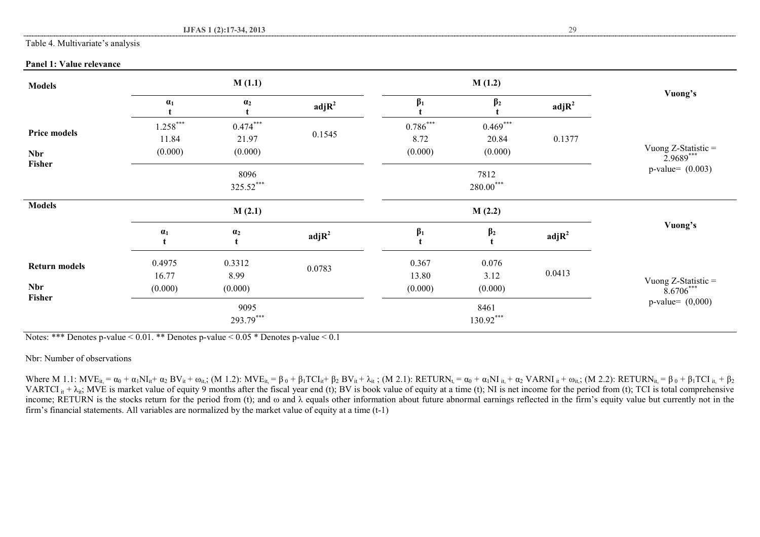Table 4. Multivariate's analysis

**Panel 1: Value relevance**

| Models | M (1.1) | | | M (1.2) | | | Vuong's |
|---|---|---|---|---|---|---|---|
| | $\alpha_1$ t | $\alpha_2$ t | adj$R^2$ | $\beta_1$ t | $\beta_2$ t | adj$R^2$ | |
| Price models | 1.258*** | 0.474*** | 0.1545 | 0.786*** | 0.469*** | 0.1377 | Vuong Z-Statistic = 2.9689*** p-value= (0.003) |
| | 11.84 | 21.97 | | 8.72 | 20.84 | | |
| | (0.000) | (0.000) | | (0.000) | (0.000) | | |
| Nbr | 8096 | | | 7812 | | | |
| Fisher | 325.52*** | | | 280.00*** | | | |
| **Models** | **M (2.1)** | | | **M (2.2)** | | | **Vuong's** |
| | $\alpha_1$ t | $\alpha_2$ t | adj$R^2$ | $\beta_1$ t | $\beta_2$ t | adj$R^2$ | |
| Return models | 0.4975 | 0.3312 | 0.0783 | 0.367 | 0.076 | 0.0413 | Vuong Z-Statistic = 8.6706*** p-value= (0,000) |
| | 16.77 | 8.99 | | 13.80 | 3.12 | | |
| | (0.000) | (0.000) | | (0.000) | (0.000) | | |
| Nbr | 9095 | | | 8461 | | | |
| Fisher | 293.79*** | | | 130.92*** | | | |

Notes: *** Denotes p-value < 0.01. ** Denotes p-value < 0.05 * Denotes p-value < 0.1

Nbr: Number of observations

Where M 1.1: $MVE_{it} = \alpha_0 + \alpha_1 NI_{it} + \alpha_2 BV_{it} + \omega_{it}$; (M 1.2): $MVE_{it} = \beta_0 + \beta_1 TCI_{it} + \beta_2 BV_{it} + \lambda_{it}$; (M 2.1): $RETURN_{t} = \alpha_0 + \alpha_1 NI_{it} + \alpha_2 VARNI_{it} + \omega_{it}$; (M 2.2): $RETURN_{it} = \beta_0 + \beta_1 TCI_{it} + \beta_2 VARTCI_{it} + \lambda_{it}$; MVE is market value of equity 9 months after the fiscal year end (t); BV is book value of equity at a time (t); NI is net income for the period from (t); TCI is total comprehensive income; RETURN is the stocks return for the period from (t); and $\omega$ and $\lambda$ equals other information about future abnormal earnings reflected in the firm's equity value but currently not in the firm's financial statements. All variables are normalized by the market value of equity at a time (t-1)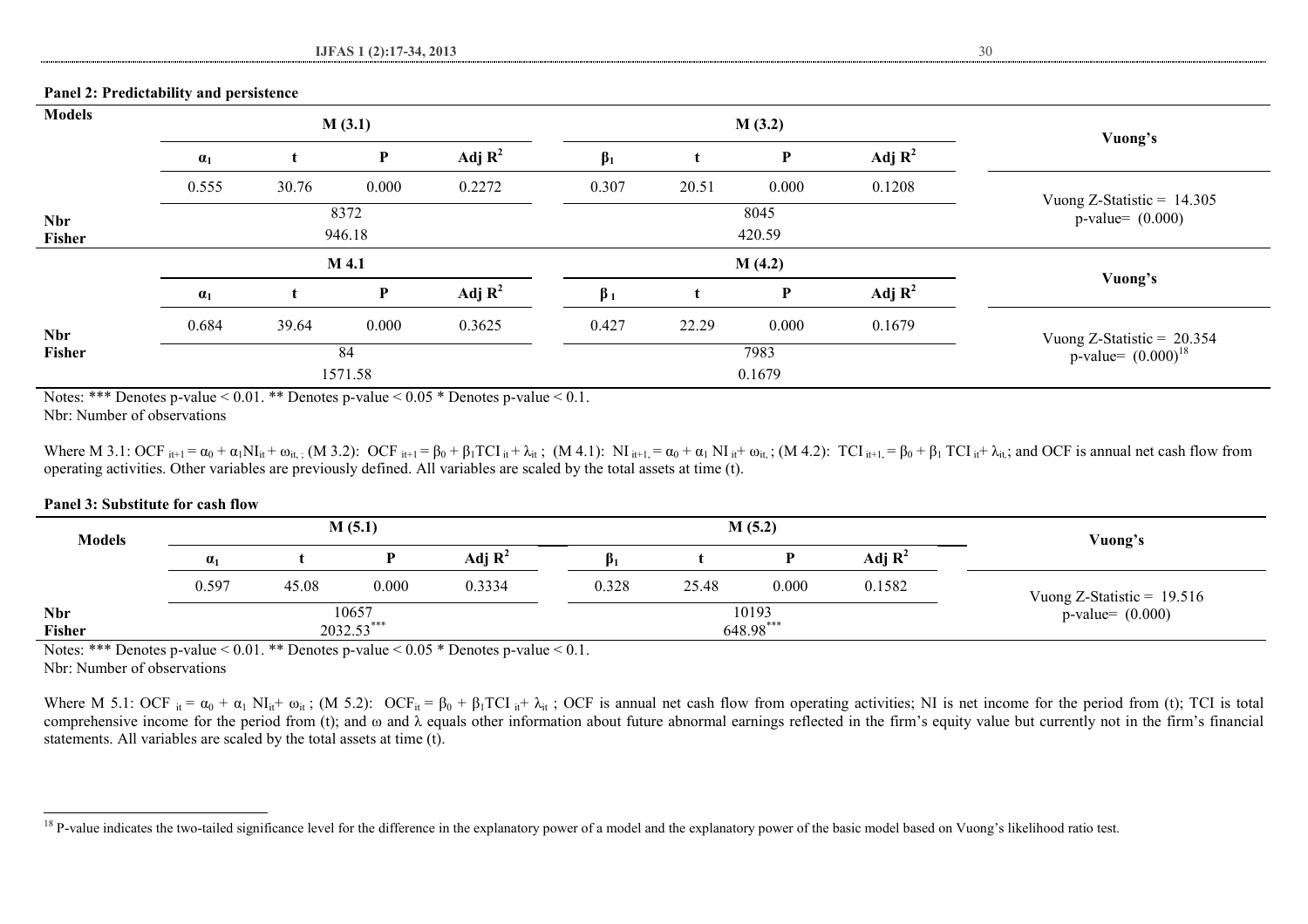**Panel 2: Predictability and persistence**

| Models | M (3.1) | | | | M (3.2) | | | | Vuong's |
|---|---|---|---|---|---|---|---|---|---|
| | $\alpha_1$ | t | P | Adj $R^2$ | $\beta_1$ | t | P | Adj $R^2$ | |
| | 0.555 | 30.76 | 0.000 | 0.2272 | 0.307 | 20.51 | 0.000 | 0.1208 | Vuong Z-Statistic = 14.305 p-value= (0.000) |
| Nbr | 8372 | | | | 8045 | | | | |
| Fisher | 946.18 | | | | 420.59 | | | | |
| | M 4.1 | | | | M (4.2) | | | | Vuong's |
| | $\alpha_1$ | t | P | Adj $R^2$ | $\beta_1$ | t | P | Adj $R^2$ | |
| | 0.684 | 39.64 | 0.000 | 0.3625 | 0.427 | 22.29 | 0.000 | 0.1679 | Vuong Z-Statistic = 20.354 p-value= (0.000)[18] |
| Nbr | 84 | | | | 7983 | | | | |
| Fisher | 1571.58 | | | | 0.1679 | | | | |

Notes: *** Denotes p-value < 0.01. ** Denotes p-value < 0.05 * Denotes p-value < 0.1.
Nbr: Number of observations

Where M 3.1: $OCF_{it+1} = \alpha_0 + \alpha_1 NI_{it} + \omega_{it}$; (M 3.2): $OCF_{it+1} = \beta_0 + \beta_1 TCI_{it} + \lambda_{it}$; (M 4.1): $NI_{it+1} = \alpha_0 + \alpha_1 NI_{it} + \omega_{it}$; (M 4.2): $TCI_{it+1} = \beta_0 + \beta_1 TCI_{it} + \lambda_{it}$; and OCF is annual net cash flow from operating activities. Other variables are previously defined. All variables are scaled by the total assets at time (t).

**Panel 3: Substitute for cash flow**

| Models | M (5.1) | | | | M (5.2) | | | | Vuong's |
|---|---|---|---|---|---|---|---|---|---|
| | $\alpha_1$ | t | P | Adj $R^2$ | $\beta_1$ | t | P | Adj $R^2$ | |
| | 0.597 | 45.08 | 0.000 | 0.3334 | 0.328 | 25.48 | 0.000 | 0.1582 | Vuong Z-Statistic = 19.516 p-value= (0.000) |
| Nbr | 10657 | | | | 10193 | | | | |
| Fisher | 2032.53*** | | | | 648.98*** | | | | |

Notes: *** Denotes p-value < 0.01. ** Denotes p-value < 0.05 * Denotes p-value < 0.1.
Nbr: Number of observations

Where M 5.1: $OCF_{it} = \alpha_0 + \alpha_1 NI_{it} + \omega_{it}$; (M 5.2): $OCF_{it} = \beta_0 + \beta_1 TCI_{it} + \lambda_{it}$; OCF is annual net cash flow from operating activities; NI is net income for the period from (t); TCI is total comprehensive income for the period from (t); and $\omega$ and $\lambda$ equals other information about future abnormal earnings reflected in the firm's equity value but currently not in the firm's financial statements. All variables are scaled by the total assets at time (t).

[18] P-value indicates the two-tailed significance level for the difference in the explanatory power of a model and the explanatory power of the basic model based on Vuong's likelihood ratio test.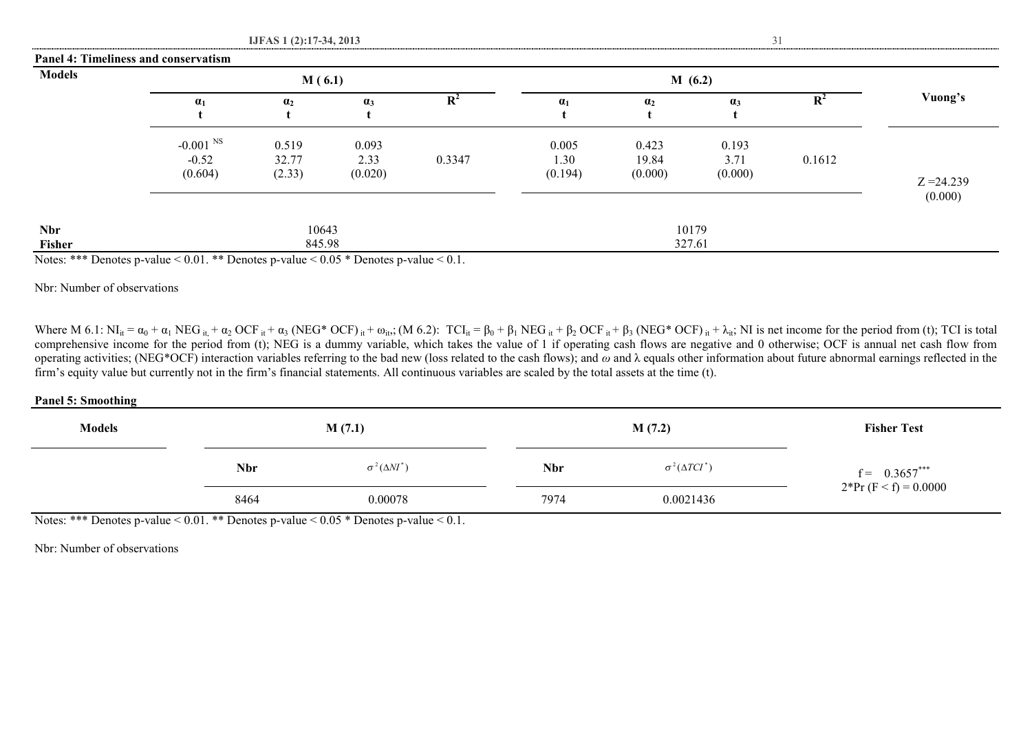**Panel 4: Timeliness and conservatism**

| Models | M (6.1) | | | | M (6.2) | | | | Vuong's |
|---|---|---|---|---|---|---|---|---|---|
| | $\alpha_1$ t | $\alpha_2$ t | $\alpha_3$ t | $R^2$ | $\alpha_1$ t | $\alpha_2$ t | $\alpha_3$ t | $R^2$ | |
| | $-0.001^{NS}$ -0.52 (0.604) | 0.519 32.77 (2.33) | 0.093 2.33 (0.020) | 0.3347 | 0.005 1.30 (0.194) | 0.423 19.84 (0.000) | 0.193 3.71 (0.000) | 0.1612 | Z =24.239 (0.000) |
| **Nbr** | 10643 | | | | 10179 | | | | |
| **Fisher** | 845.98 | | | | 327.61 | | | | |

Notes: *** Denotes p-value < 0.01. ** Denotes p-value < 0.05 * Denotes p-value < 0.1.

Nbr: Number of observations

Where M 6.1: $NI_{it} = \alpha_0 + \alpha_1\ NEG_{it,} + \alpha_2\ OCF_{it} + \alpha_3\ (NEG*\ OCF)_{it} + \omega_{it}$,; (M 6.2): $TCI_{it} = \beta_0 + \beta_1\ NEG_{it} + \beta_2\ OCF_{it} + \beta_3\ (NEG*\ OCF)_{it} + \lambda_{it}$; NI is net income for the period from (t); TCI is total comprehensive income for the period from (t); NEG is a dummy variable, which takes the value of 1 if operating cash flows are negative and 0 otherwise; OCF is annual net cash flow from operating activities; (NEG*OCF) interaction variables referring to the bad new (loss related to the cash flows); and $\omega$ and $\lambda$ equals other information about future abnormal earnings reflected in the firm's equity value but currently not in the firm's financial statements. All continuous variables are scaled by the total assets at the time (t).

**Panel 5: Smoothing**

| Models | M (7.1) | | M (7.2) | | Fisher Test |
|---|---|---|---|---|---|
| | **Nbr** | $\sigma^2(\Delta NI^*)$ | **Nbr** | $\sigma^2(\Delta TCI^*)$ | $f = 0.3657^{***}$ 2*Pr (F < f) = 0.0000 |
| | 8464 | 0.00078 | 7974 | 0.0021436 | |

Notes: *** Denotes p-value < 0.01. ** Denotes p-value < 0.05 * Denotes p-value < 0.1.

Nbr: Number of observations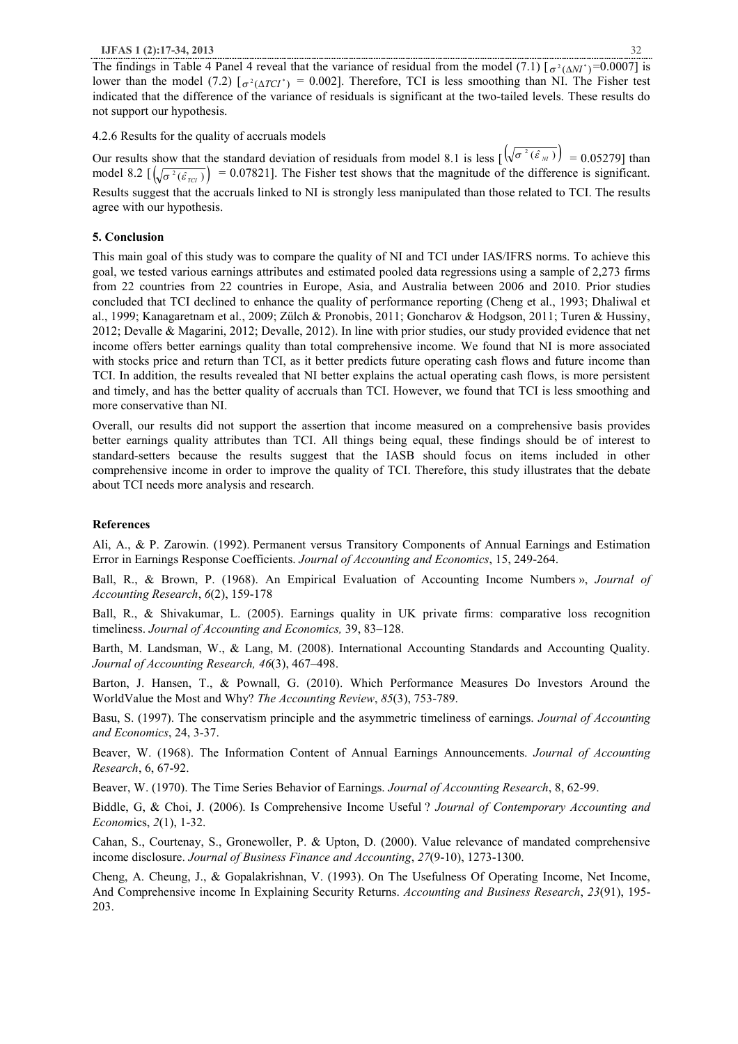The findings in Table 4 Panel 4 reveal that the variance of residual from the model (7.1) [$\sigma^2(\Delta NI^*)$=0.0007] is lower than the model (7.2) [$\sigma^2(\Delta TCI^*)$ = 0.002]. Therefore, TCI is less smoothing than NI. The Fisher test indicated that the difference of the variance of residuals is significant at the two-tailed levels. These results do not support our hypothesis.

4.2.6 Results for the quality of accruals models

Our results show that the standard deviation of residuals from model 8.1 is less [$\left(\sqrt{\sigma^2(\hat{\varepsilon}_{NI})}\right)$ = 0.05279] than model 8.2 [$\left(\sqrt{\sigma^2(\hat{\varepsilon}_{TCI})}\right)$ = 0.07821]. The Fisher test shows that the magnitude of the difference is significant. Results suggest that the accruals linked to NI is strongly less manipulated than those related to TCI. The results agree with our hypothesis.

## 5. Conclusion

This main goal of this study was to compare the quality of NI and TCI under IAS/IFRS norms. To achieve this goal, we tested various earnings attributes and estimated pooled data regressions using a sample of 2,273 firms from 22 countries from 22 countries in Europe, Asia, and Australia between 2006 and 2010. Prior studies concluded that TCI declined to enhance the quality of performance reporting (Cheng et al., 1993; Dhaliwal et al., 1999; Kanagaretnam et al., 2009; Zülch & Pronobis, 2011; Goncharov & Hodgson, 2011; Turen & Hussiny, 2012; Devalle & Magarini, 2012; Devalle, 2012). In line with prior studies, our study provided evidence that net income offers better earnings quality than total comprehensive income. We found that NI is more associated with stocks price and return than TCI, as it better predicts future operating cash flows and future income than TCI. In addition, the results revealed that NI better explains the actual operating cash flows, is more persistent and timely, and has the better quality of accruals than TCI. However, we found that TCI is less smoothing and more conservative than NI.

Overall, our results did not support the assertion that income measured on a comprehensive basis provides better earnings quality attributes than TCI. All things being equal, these findings should be of interest to standard-setters because the results suggest that the IASB should focus on items included in other comprehensive income in order to improve the quality of TCI. Therefore, this study illustrates that the debate about TCI needs more analysis and research.

## References

Ali, A., & P. Zarowin. (1992). Permanent versus Transitory Components of Annual Earnings and Estimation Error in Earnings Response Coefficients. *Journal of Accounting and Economics*, 15, 249-264.

Ball, R., & Brown, P. (1968). An Empirical Evaluation of Accounting Income Numbers », *Journal of Accounting Research*, *6*(2), 159-178

Ball, R., & Shivakumar, L. (2005). Earnings quality in UK private firms: comparative loss recognition timeliness. *Journal of Accounting and Economics,* 39, 83–128.

Barth, M. Landsman, W., & Lang, M. (2008). International Accounting Standards and Accounting Quality. *Journal of Accounting Research, 46*(3), 467–498.

Barton, J. Hansen, T., & Pownall, G. (2010). Which Performance Measures Do Investors Around the WorldValue the Most and Why? *The Accounting Review*, *85*(3), 753-789.

Basu, S. (1997). The conservatism principle and the asymmetric timeliness of earnings. *Journal of Accounting and Economics*, 24, 3-37.

Beaver, W. (1968). The Information Content of Annual Earnings Announcements. *Journal of Accounting Research*, 6, 67-92.

Beaver, W. (1970). The Time Series Behavior of Earnings. *Journal of Accounting Research*, 8, 62-99.

Biddle, G, & Choi, J. (2006). Is Comprehensive Income Useful ? *Journal of Contemporary Accounting and Econom*ics, *2*(1), 1-32.

Cahan, S., Courtenay, S., Gronewoller, P. & Upton, D. (2000). Value relevance of mandated comprehensive income disclosure. *Journal of Business Finance and Accounting*, *27*(9-10), 1273-1300.

Cheng, A. Cheung, J., & Gopalakrishnan, V. (1993). On The Usefulness Of Operating Income, Net Income, And Comprehensive income In Explaining Security Returns. *Accounting and Business Research*, *23*(91), 195-203.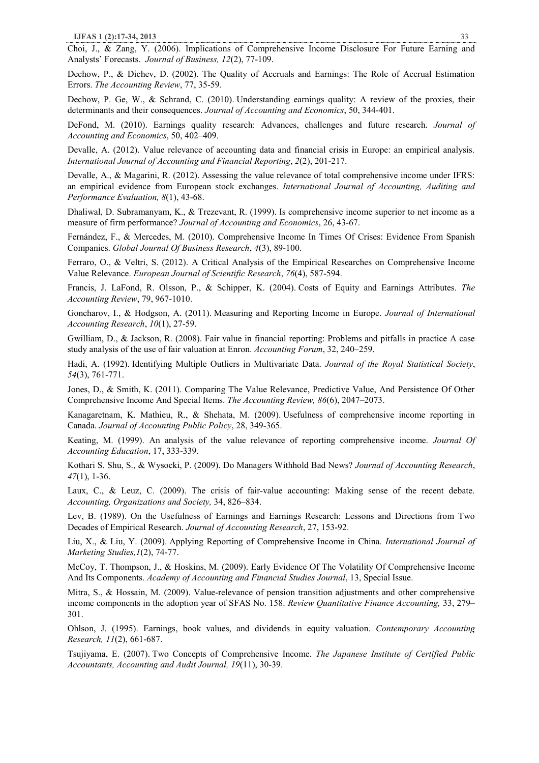Choi, J., & Zang, Y. (2006). Implications of Comprehensive Income Disclosure For Future Earning and Analysts' Forecasts. *Journal of Business, 12*(2), 77-109.

Dechow, P., & Dichev, D. (2002). The Quality of Accruals and Earnings: The Role of Accrual Estimation Errors. *The Accounting Review*, 77, 35-59.

Dechow, P. Ge, W., & Schrand, C. (2010). Understanding earnings quality: A review of the proxies, their determinants and their consequences. *Journal of Accounting and Economics*, 50, 344-401.

DeFond, M. (2010). Earnings quality research: Advances, challenges and future research. *Journal of Accounting and Economics*, 50, 402–409.

Devalle, A. (2012). Value relevance of accounting data and financial crisis in Europe: an empirical analysis. *International Journal of Accounting and Financial Reporting*, *2*(2), 201-217.

Devalle, A., & Magarini, R. (2012). Assessing the value relevance of total comprehensive income under IFRS: an empirical evidence from European stock exchanges. *International Journal of Accounting, Auditing and Performance Evaluation, 8*(1), 43-68.

Dhaliwal, D. Subramanyam, K., & Trezevant, R. (1999). Is comprehensive income superior to net income as a measure of firm performance? *Journal of Accounting and Economics*, 26, 43-67.

Fernández, F., & Mercedes, M. (2010). Comprehensive Income In Times Of Crises: Evidence From Spanish Companies. *Global Journal Of Business Research*, *4*(3), 89-100.

Ferraro, O., & Veltri, S. (2012). A Critical Analysis of the Empirical Researches on Comprehensive Income Value Relevance. *European Journal of Scientific Research*, *76*(4), 587-594.

Francis, J. LaFond, R. Olsson, P., & Schipper, K. (2004). Costs of Equity and Earnings Attributes. *The Accounting Review*, 79, 967-1010.

Goncharov, I., & Hodgson, A. (2011). Measuring and Reporting Income in Europe. *Journal of International Accounting Research*, *10*(1), 27-59.

Gwilliam, D., & Jackson, R. (2008). Fair value in financial reporting: Problems and pitfalls in practice A case study analysis of the use of fair valuation at Enron. *Accounting Forum*, 32, 240–259.

Hadi, A. (1992). Identifying Multiple Outliers in Multivariate Data. *Journal of the Royal Statistical Society*, *54*(3), 761-771.

Jones, D., & Smith, K. (2011). Comparing The Value Relevance, Predictive Value, And Persistence Of Other Comprehensive Income And Special Items. *The Accounting Review, 86*(6), 2047–2073.

Kanagaretnam, K. Mathieu, R., & Shehata, M. (2009). Usefulness of comprehensive income reporting in Canada. *Journal of Accounting Public Policy*, 28, 349-365.

Keating, M. (1999). An analysis of the value relevance of reporting comprehensive income. *Journal Of Accounting Education*, 17, 333-339.

Kothari S. Shu, S., & Wysocki, P. (2009). Do Managers Withhold Bad News? *Journal of Accounting Research*, *47*(1), 1-36.

Laux, C., & Leuz, C. (2009). The crisis of fair-value accounting: Making sense of the recent debate. *Accounting, Organizations and Society,* 34, 826–834.

Lev, B. (1989). On the Usefulness of Earnings and Earnings Research: Lessons and Directions from Two Decades of Empirical Research. *Journal of Accounting Research*, 27, 153-92.

Liu, X., & Liu, Y. (2009). Applying Reporting of Comprehensive Income in China. *International Journal of Marketing Studies,1*(2), 74-77.

McCoy, T. Thompson, J., & Hoskins, M. (2009). Early Evidence Of The Volatility Of Comprehensive Income And Its Components. *Academy of Accounting and Financial Studies Journal*, 13, Special Issue.

Mitra, S., & Hossain, M. (2009). Value-relevance of pension transition adjustments and other comprehensive income components in the adoption year of SFAS No. 158. *Review Quantitative Finance Accounting,* 33, 279–301.

Ohlson, J. (1995). Earnings, book values, and dividends in equity valuation. *Contemporary Accounting Research, 11*(2), 661-687.

Tsujiyama, E. (2007). Two Concepts of Comprehensive Income. *The Japanese Institute of Certified Public Accountants, Accounting and Audit Journal, 19*(11), 30-39.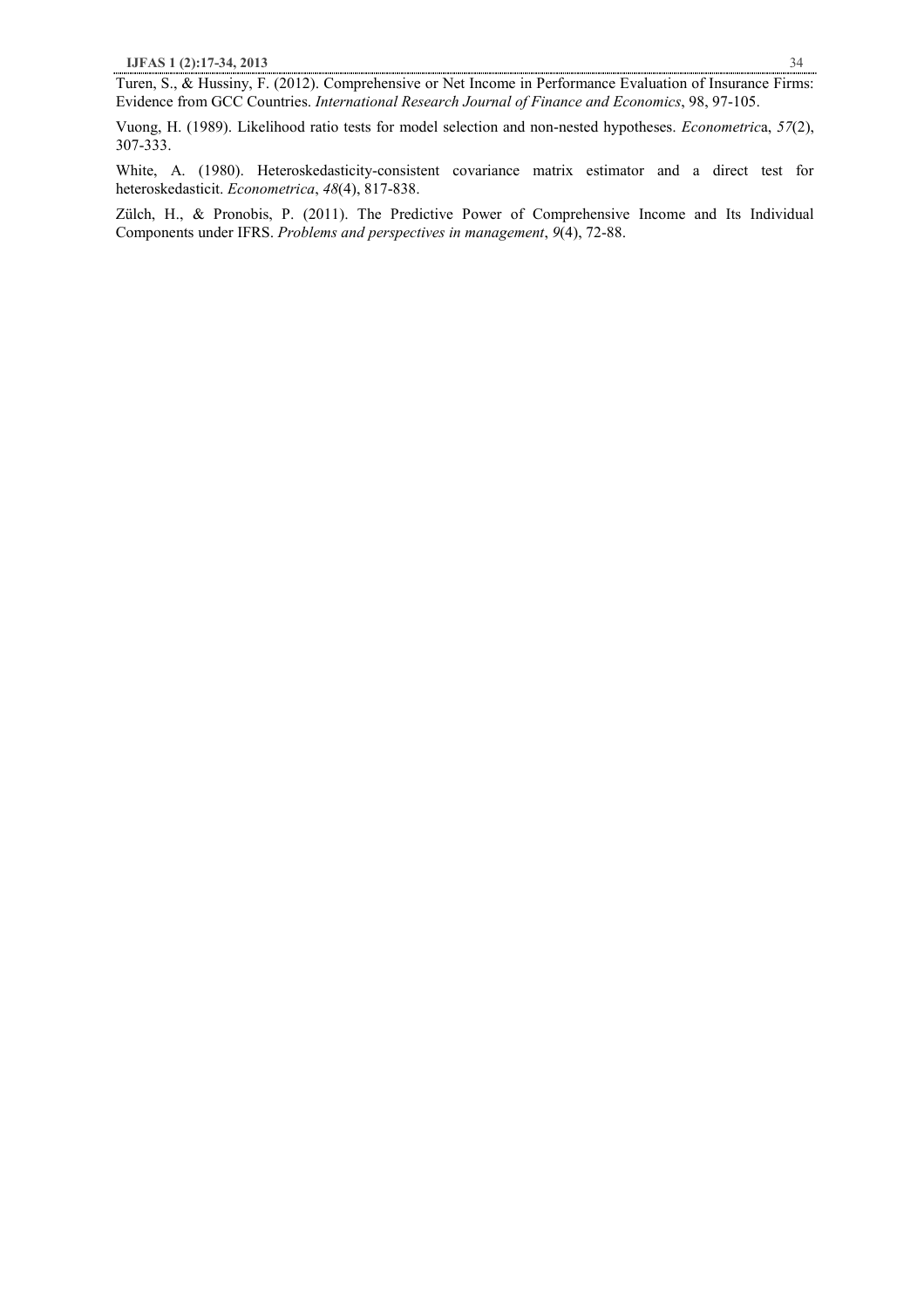Turen, S., & Hussiny, F. (2012). Comprehensive or Net Income in Performance Evaluation of Insurance Firms: Evidence from GCC Countries. *International Research Journal of Finance and Economics*, 98, 97-105.

Vuong, H. (1989). Likelihood ratio tests for model selection and non-nested hypotheses. *Econometric*a, *57*(2), 307-333.

White, A. (1980). Heteroskedasticity-consistent covariance matrix estimator and a direct test for heteroskedasticit. *Econometrica*, *48*(4), 817-838.

Zülch, H., & Pronobis, P. (2011). The Predictive Power of Comprehensive Income and Its Individual Components under IFRS. *Problems and perspectives in management*, *9*(4), 72-88.